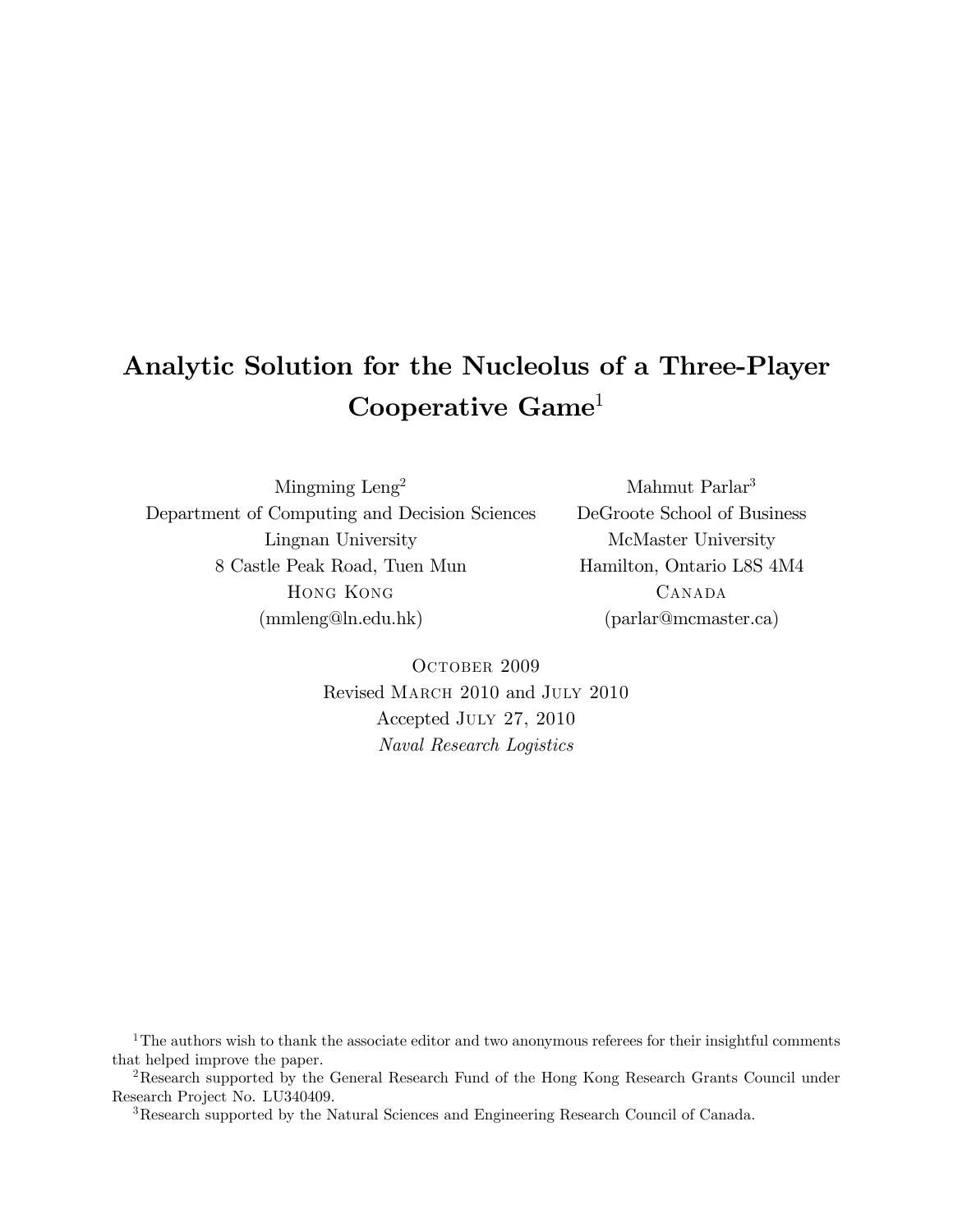# Analytic Solution for the Nucleolus of a Three-Player Cooperative Game[1]

Mingming Leng[2]
Department of Computing and Decision Sciences
Lingnan University
8 Castle Peak Road, Tuen Mun
Hong Kong
(mmleng@ln.edu.hk)

Mahmut Parlar[3]
DeGroote School of Business
McMaster University
Hamilton, Ontario L8S 4M4
Canada
(parlar@mcmaster.ca)

October 2009
Revised March 2010 and July 2010
Accepted July 27, 2010
*Naval Research Logistics*

---

[1] The authors wish to thank the associate editor and two anonymous referees for their insightful comments that helped improve the paper.

[2] Research supported by the General Research Fund of the Hong Kong Research Grants Council under Research Project No. LU340409.

[3] Research supported by the Natural Sciences and Engineering Research Council of Canada.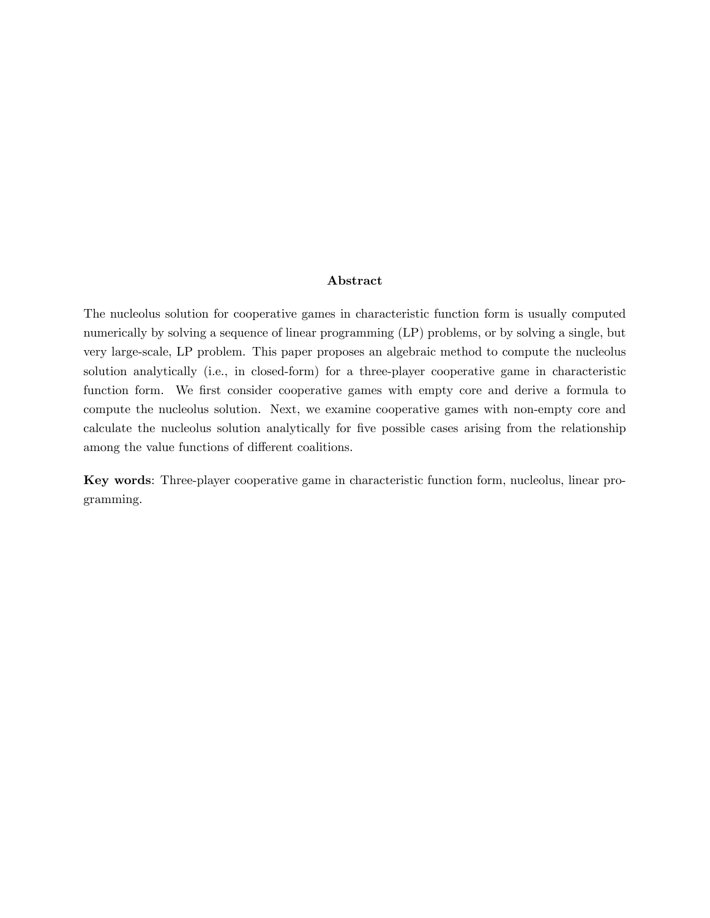## Abstract

The nucleolus solution for cooperative games in characteristic function form is usually computed numerically by solving a sequence of linear programming (LP) problems, or by solving a single, but very large-scale, LP problem. This paper proposes an algebraic method to compute the nucleolus solution analytically (i.e., in closed-form) for a three-player cooperative game in characteristic function form. We first consider cooperative games with empty core and derive a formula to compute the nucleolus solution. Next, we examine cooperative games with non-empty core and calculate the nucleolus solution analytically for five possible cases arising from the relationship among the value functions of different coalitions.

**Key words**: Three-player cooperative game in characteristic function form, nucleolus, linear programming.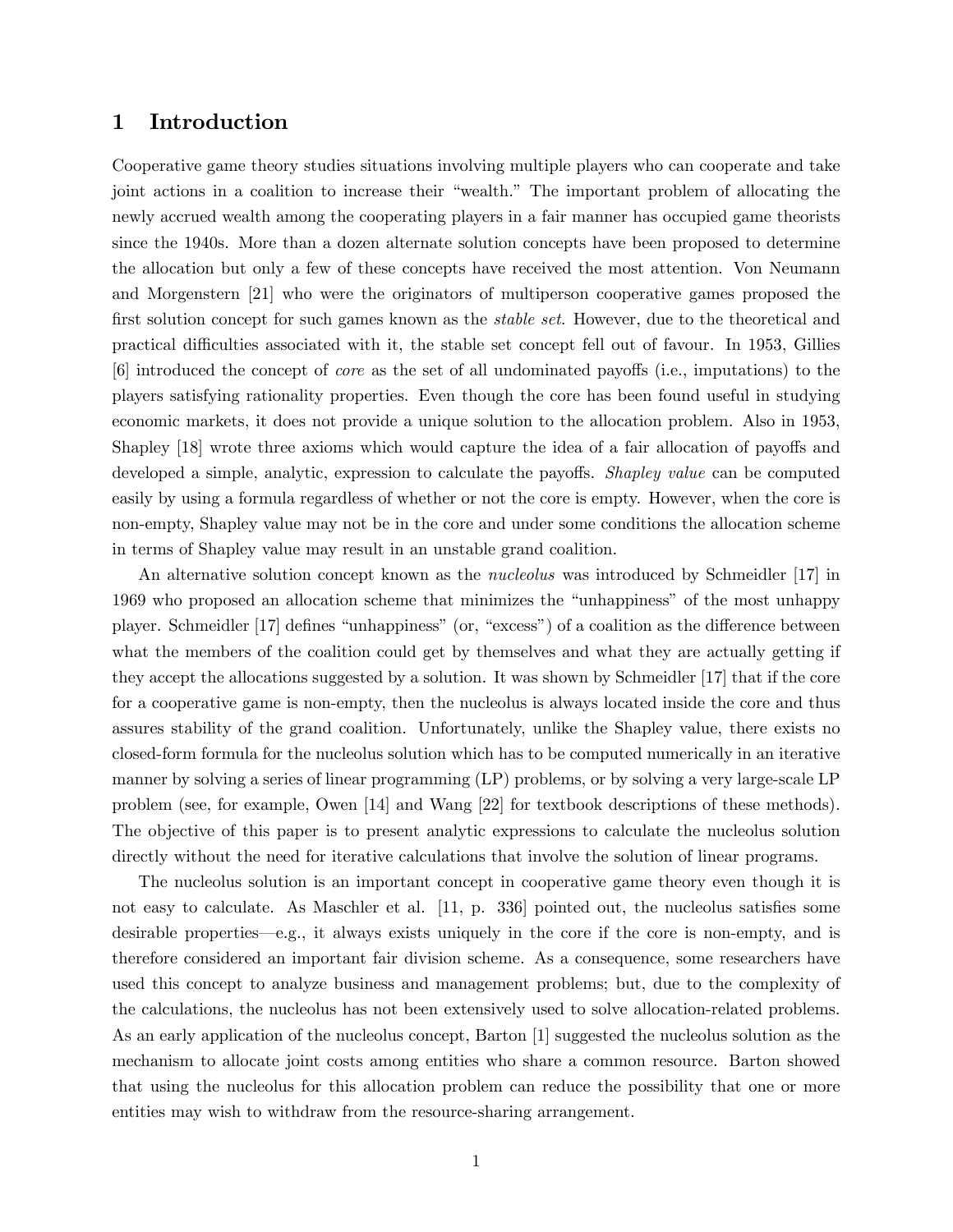## 1 Introduction

Cooperative game theory studies situations involving multiple players who can cooperate and take joint actions in a coalition to increase their "wealth." The important problem of allocating the newly accrued wealth among the cooperating players in a fair manner has occupied game theorists since the 1940s. More than a dozen alternate solution concepts have been proposed to determine the allocation but only a few of these concepts have received the most attention. Von Neumann and Morgenstern [21] who were the originators of multiperson cooperative games proposed the first solution concept for such games known as the *stable set*. However, due to the theoretical and practical difficulties associated with it, the stable set concept fell out of favour. In 1953, Gillies [6] introduced the concept of *core* as the set of all undominated payoffs (i.e., imputations) to the players satisfying rationality properties. Even though the core has been found useful in studying economic markets, it does not provide a unique solution to the allocation problem. Also in 1953, Shapley [18] wrote three axioms which would capture the idea of a fair allocation of payoffs and developed a simple, analytic, expression to calculate the payoffs. *Shapley value* can be computed easily by using a formula regardless of whether or not the core is empty. However, when the core is non-empty, Shapley value may not be in the core and under some conditions the allocation scheme in terms of Shapley value may result in an unstable grand coalition.

An alternative solution concept known as the *nucleolus* was introduced by Schmeidler [17] in 1969 who proposed an allocation scheme that minimizes the "unhappiness" of the most unhappy player. Schmeidler [17] defines "unhappiness" (or, "excess") of a coalition as the difference between what the members of the coalition could get by themselves and what they are actually getting if they accept the allocations suggested by a solution. It was shown by Schmeidler [17] that if the core for a cooperative game is non-empty, then the nucleolus is always located inside the core and thus assures stability of the grand coalition. Unfortunately, unlike the Shapley value, there exists no closed-form formula for the nucleolus solution which has to be computed numerically in an iterative manner by solving a series of linear programming (LP) problems, or by solving a very large-scale LP problem (see, for example, Owen [14] and Wang [22] for textbook descriptions of these methods). The objective of this paper is to present analytic expressions to calculate the nucleolus solution directly without the need for iterative calculations that involve the solution of linear programs.

The nucleolus solution is an important concept in cooperative game theory even though it is not easy to calculate. As Maschler et al. [11, p. 336] pointed out, the nucleolus satisfies some desirable properties—e.g., it always exists uniquely in the core if the core is non-empty, and is therefore considered an important fair division scheme. As a consequence, some researchers have used this concept to analyze business and management problems; but, due to the complexity of the calculations, the nucleolus has not been extensively used to solve allocation-related problems. As an early application of the nucleolus concept, Barton [1] suggested the nucleolus solution as the mechanism to allocate joint costs among entities who share a common resource. Barton showed that using the nucleolus for this allocation problem can reduce the possibility that one or more entities may wish to withdraw from the resource-sharing arrangement.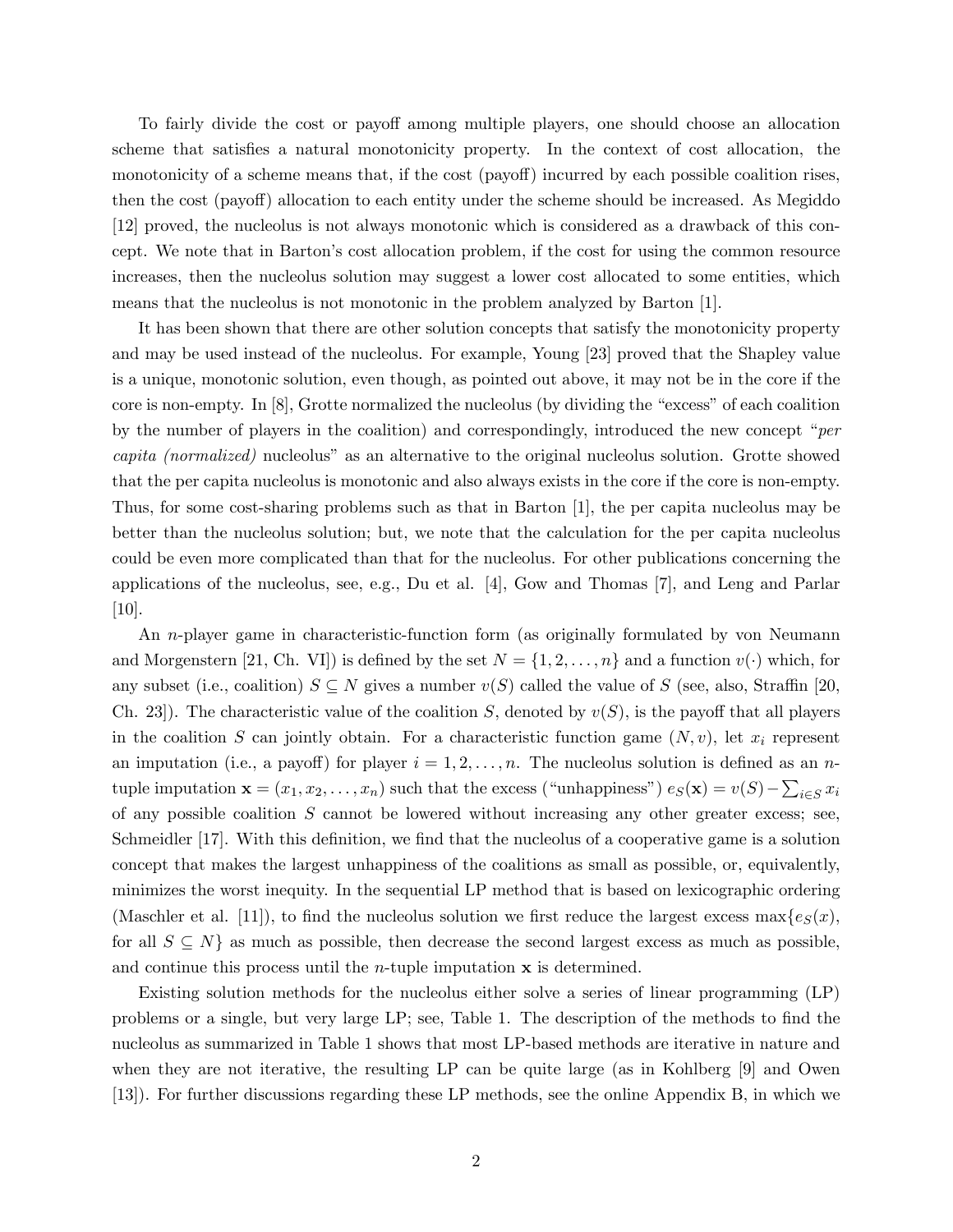To fairly divide the cost or payoff among multiple players, one should choose an allocation scheme that satisfies a natural monotonicity property. In the context of cost allocation, the monotonicity of a scheme means that, if the cost (payoff) incurred by each possible coalition rises, then the cost (payoff) allocation to each entity under the scheme should be increased. As Megiddo [12] proved, the nucleolus is not always monotonic which is considered as a drawback of this concept. We note that in Barton's cost allocation problem, if the cost for using the common resource increases, then the nucleolus solution may suggest a lower cost allocated to some entities, which means that the nucleolus is not monotonic in the problem analyzed by Barton [1].

It has been shown that there are other solution concepts that satisfy the monotonicity property and may be used instead of the nucleolus. For example, Young [23] proved that the Shapley value is a unique, monotonic solution, even though, as pointed out above, it may not be in the core if the core is non-empty. In [8], Grotte normalized the nucleolus (by dividing the "excess" of each coalition by the number of players in the coalition) and correspondingly, introduced the new concept "*per capita (normalized)* nucleolus" as an alternative to the original nucleolus solution. Grotte showed that the per capita nucleolus is monotonic and also always exists in the core if the core is non-empty. Thus, for some cost-sharing problems such as that in Barton [1], the per capita nucleolus may be better than the nucleolus solution; but, we note that the calculation for the per capita nucleolus could be even more complicated than that for the nucleolus. For other publications concerning the applications of the nucleolus, see, e.g., Du et al. [4], Gow and Thomas [7], and Leng and Parlar [10].

An $n$-player game in characteristic-function form (as originally formulated by von Neumann and Morgenstern [21, Ch. VI]) is defined by the set $N = \{1, 2, \ldots, n\}$ and a function $v(\cdot)$ which, for any subset (i.e., coalition) $S \subseteq N$ gives a number $v(S)$ called the value of $S$ (see, also, Straffin [20, Ch. 23]). The characteristic value of the coalition $S$, denoted by $v(S)$, is the payoff that all players in the coalition $S$ can jointly obtain. For a characteristic function game $(N, v)$, let $x_i$ represent an imputation (i.e., a payoff) for player $i = 1, 2, \ldots, n$. The nucleolus solution is defined as an $n$-tuple imputation $\mathbf{x} = (x_1, x_2, \ldots, x_n)$ such that the excess ("unhappiness") $e_S(\mathbf{x}) = v(S) - \sum_{i \in S} x_i$ of any possible coalition $S$ cannot be lowered without increasing any other greater excess; see, Schmeidler [17]. With this definition, we find that the nucleolus of a cooperative game is a solution concept that makes the largest unhappiness of the coalitions as small as possible, or, equivalently, minimizes the worst inequity. In the sequential LP method that is based on lexicographic ordering (Maschler et al. [11]), to find the nucleolus solution we first reduce the largest excess $\max\{e_S(x),$ for all $S \subseteq N\}$ as much as possible, then decrease the second largest excess as much as possible, and continue this process until the $n$-tuple imputation $\mathbf{x}$ is determined.

Existing solution methods for the nucleolus either solve a series of linear programming (LP) problems or a single, but very large LP; see, Table 1. The description of the methods to find the nucleolus as summarized in Table 1 shows that most LP-based methods are iterative in nature and when they are not iterative, the resulting LP can be quite large (as in Kohlberg [9] and Owen [13]). For further discussions regarding these LP methods, see the online Appendix B, in which we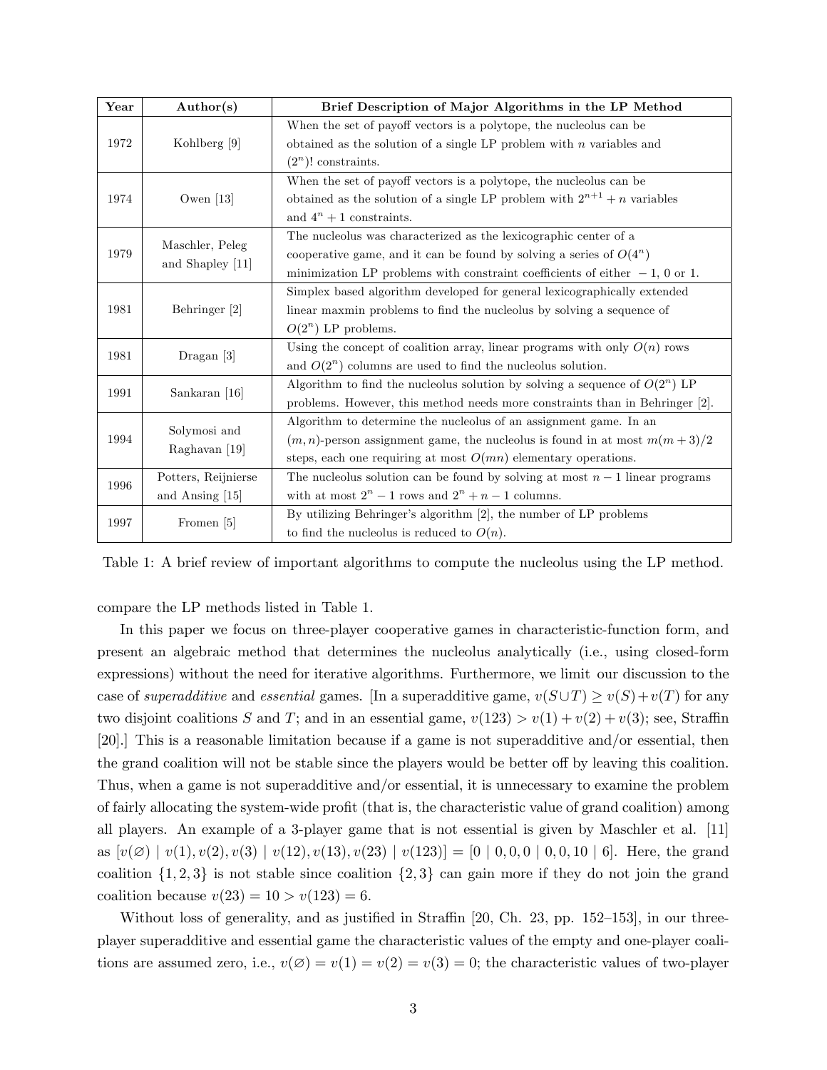| Year | Author(s) | Brief Description of Major Algorithms in the LP Method |
|---|---|---|
| 1972 | Kohlberg [9] | When the set of payoff vectors is a polytope, the nucleolus can be obtained as the solution of a single LP problem with $n$ variables and $(2^n)!$ constraints. |
| 1974 | Owen [13] | When the set of payoff vectors is a polytope, the nucleolus can be obtained as the solution of a single LP problem with $2^{n+1} + n$ variables and $4^n + 1$ constraints. |
| 1979 | Maschler, Peleg and Shapley [11] | The nucleolus was characterized as the lexicographic center of a cooperative game, and it can be found by solving a series of $O(4^n)$ minimization LP problems with constraint coefficients of either $-1$, 0 or 1. |
| 1981 | Behringer [2] | Simplex based algorithm developed for general lexicographically extended linear maxmin problems to find the nucleolus by solving a sequence of $O(2^n)$ LP problems. |
| 1981 | Dragan [3] | Using the concept of coalition array, linear programs with only $O(n)$ rows and $O(2^n)$ columns are used to find the nucleolus solution. |
| 1991 | Sankaran [16] | Algorithm to find the nucleolus solution by solving a sequence of $O(2^n)$ LP problems. However, this method needs more constraints than in Behringer [2]. |
| 1994 | Solymosi and Raghavan [19] | Algorithm to determine the nucleolus of an assignment game. In an $(m, n)$-person assignment game, the nucleolus is found in at most $m(m + 3)/2$ steps, each one requiring at most $O(mn)$ elementary operations. |
| 1996 | Potters, Reijnierse and Ansing [15] | The nucleolus solution can be found by solving at most $n - 1$ linear programs with at most $2^n - 1$ rows and $2^n + n - 1$ columns. |
| 1997 | Fromen [5] | By utilizing Behringer's algorithm [2], the number of LP problems to find the nucleolus is reduced to $O(n)$. |

Table 1: A brief review of important algorithms to compute the nucleolus using the LP method.

compare the LP methods listed in Table 1.

In this paper we focus on three-player cooperative games in characteristic-function form, and present an algebraic method that determines the nucleolus analytically (i.e., using closed-form expressions) without the need for iterative algorithms. Furthermore, we limit our discussion to the case of *superadditive* and *essential* games. [In a superadditive game, $v(S \cup T) \geq v(S) + v(T)$ for any two disjoint coalitions $S$ and $T$; and in an essential game, $v(123) > v(1) + v(2) + v(3)$; see, Straffin [20].] This is a reasonable limitation because if a game is not superadditive and/or essential, then the grand coalition will not be stable since the players would be better off by leaving this coalition. Thus, when a game is not superadditive and/or essential, it is unnecessary to examine the problem of fairly allocating the system-wide profit (that is, the characteristic value of grand coalition) among all players. An example of a 3-player game that is not essential is given by Maschler et al. [11] as $[v(\varnothing) \mid v(1), v(2), v(3) \mid v(12), v(13), v(23) \mid v(123)] = [0 \mid 0, 0, 0 \mid 0, 0, 10 \mid 6]$. Here, the grand coalition $\{1, 2, 3\}$ is not stable since coalition $\{2, 3\}$ can gain more if they do not join the grand coalition because $v(23) = 10 > v(123) = 6$.

Without loss of generality, and as justified in Straffin [20, Ch. 23, pp. 152–153], in our three-player superadditive and essential game the characteristic values of the empty and one-player coalitions are assumed zero, i.e., $v(\varnothing) = v(1) = v(2) = v(3) = 0$; the characteristic values of two-player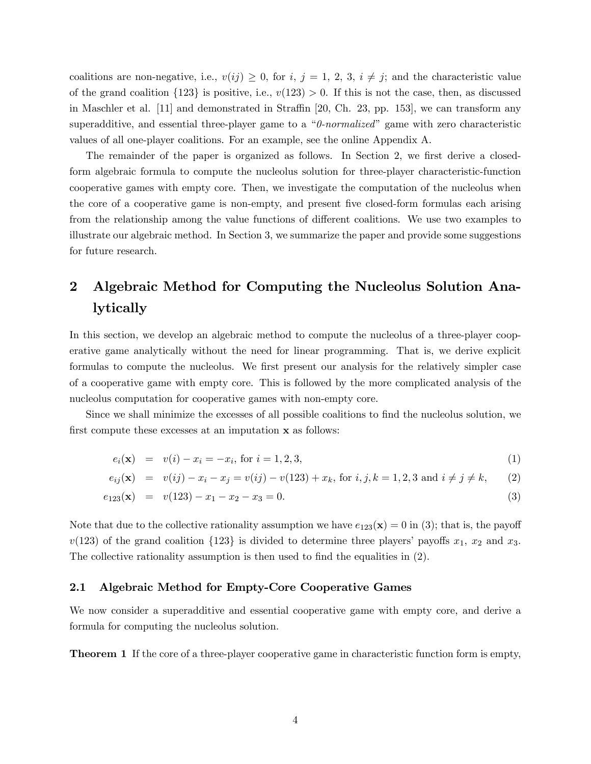coalitions are non-negative, i.e., $v(ij) \geq 0$, for $i,\ j = 1,\ 2,\ 3,\ i \neq j$; and the characteristic value of the grand coalition $\{123\}$ is positive, i.e., $v(123) > 0$. If this is not the case, then, as discussed in Maschler et al. [11] and demonstrated in Straffin [20, Ch. 23, pp. 153], we can transform any superadditive, and essential three-player game to a "*0-normalized*" game with zero characteristic values of all one-player coalitions. For an example, see the online Appendix A.

The remainder of the paper is organized as follows. In Section 2, we first derive a closed-form algebraic formula to compute the nucleolus solution for three-player characteristic-function cooperative games with empty core. Then, we investigate the computation of the nucleolus when the core of a cooperative game is non-empty, and present five closed-form formulas each arising from the relationship among the value functions of different coalitions. We use two examples to illustrate our algebraic method. In Section 3, we summarize the paper and provide some suggestions for future research.

# 2 Algebraic Method for Computing the Nucleolus Solution Analytically

In this section, we develop an algebraic method to compute the nucleolus of a three-player cooperative game analytically without the need for linear programming. That is, we derive explicit formulas to compute the nucleolus. We first present our analysis for the relatively simpler case of a cooperative game with empty core. This is followed by the more complicated analysis of the nucleolus computation for cooperative games with non-empty core.

Since we shall minimize the excesses of all possible coalitions to find the nucleolus solution, we first compute these excesses at an imputation $\mathbf{x}$ as follows:

$$e_i(\mathbf{x}) = v(i) - x_i = -x_i, \text{ for } i = 1, 2, 3, \tag{1}$$

$$e_{ij}(\mathbf{x}) = v(ij) - x_i - x_j = v(ij) - v(123) + x_k, \text{ for } i, j, k = 1, 2, 3 \text{ and } i \neq j \neq k, \tag{2}$$

$$e_{123}(\mathbf{x}) = v(123) - x_1 - x_2 - x_3 = 0. \tag{3}$$

Note that due to the collective rationality assumption we have $e_{123}(\mathbf{x}) = 0$ in (3); that is, the payoff $v(123)$ of the grand coalition $\{123\}$ is divided to determine three players' payoffs $x_1$, $x_2$ and $x_3$. The collective rationality assumption is then used to find the equalities in (2).

## 2.1 Algebraic Method for Empty-Core Cooperative Games

We now consider a superadditive and essential cooperative game with empty core, and derive a formula for computing the nucleolus solution.

**Theorem 1** If the core of a three-player cooperative game in characteristic function form is empty,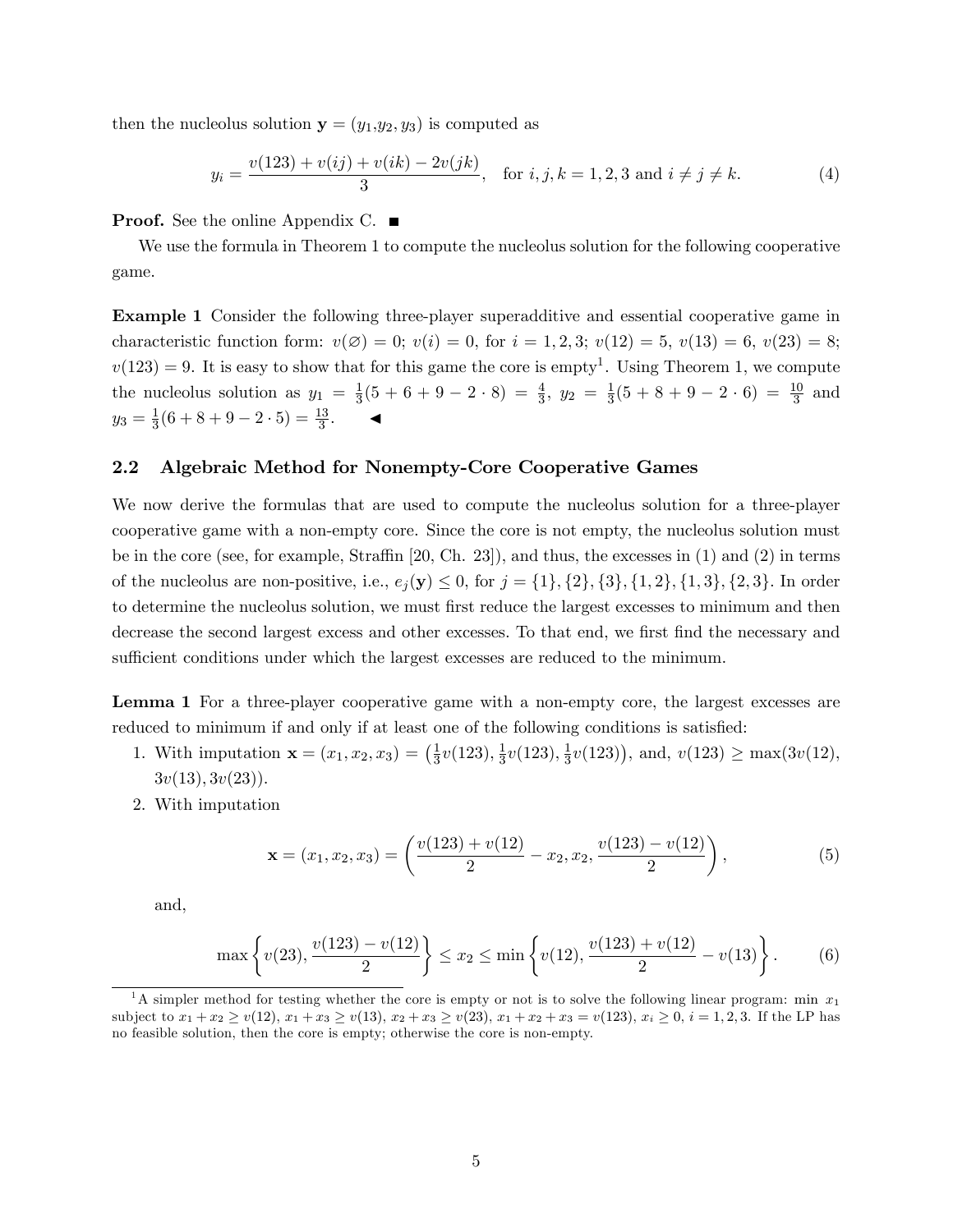then the nucleolus solution $\mathbf{y} = (y_1, y_2, y_3)$ is computed as

$$y_i = \frac{v(123) + v(ij) + v(ik) - 2v(jk)}{3}, \quad \text{for } i, j, k = 1, 2, 3 \text{ and } i \neq j \neq k. \tag{4}$$

**Proof.** See the online Appendix C. ■

We use the formula in Theorem 1 to compute the nucleolus solution for the following cooperative game.

**Example 1** Consider the following three-player superadditive and essential cooperative game in characteristic function form: $v(\varnothing) = 0$; $v(i) = 0$, for $i = 1, 2, 3$; $v(12) = 5$, $v(13) = 6$, $v(23) = 8$; $v(123) = 9$. It is easy to show that for this game the core is empty[1]. Using Theorem 1, we compute the nucleolus solution as $y_1 = \frac{1}{3}(5 + 6 + 9 - 2 \cdot 8) = \frac{4}{3}$, $y_2 = \frac{1}{3}(5 + 8 + 9 - 2 \cdot 6) = \frac{10}{3}$ and $y_3 = \frac{1}{3}(6 + 8 + 9 - 2 \cdot 5) = \frac{13}{3}$. ◄

## 2.2 Algebraic Method for Nonempty-Core Cooperative Games

We now derive the formulas that are used to compute the nucleolus solution for a three-player cooperative game with a non-empty core. Since the core is not empty, the nucleolus solution must be in the core (see, for example, Straffin [20, Ch. 23]), and thus, the excesses in (1) and (2) in terms of the nucleolus are non-positive, i.e., $e_j(\mathbf{y}) \leq 0$, for $j = \{1\}, \{2\}, \{3\}, \{1, 2\}, \{1, 3\}, \{2, 3\}$. In order to determine the nucleolus solution, we must first reduce the largest excesses to minimum and then decrease the second largest excess and other excesses. To that end, we first find the necessary and sufficient conditions under which the largest excesses are reduced to the minimum.

**Lemma 1** For a three-player cooperative game with a non-empty core, the largest excesses are reduced to minimum if and only if at least one of the following conditions is satisfied:

1. With imputation $\mathbf{x} = (x_1, x_2, x_3) = \left(\frac{1}{3}v(123), \frac{1}{3}v(123), \frac{1}{3}v(123)\right)$, and, $v(123) \geq \max(3v(12), 3v(13), 3v(23))$.
2. With imputation

$$\mathbf{x} = (x_1, x_2, x_3) = \left(\frac{v(123) + v(12)}{2} - x_2, x_2, \frac{v(123) - v(12)}{2}\right), \tag{5}$$

and,

$$\max\left\{v(23), \frac{v(123) - v(12)}{2}\right\} \leq x_2 \leq \min\left\{v(12), \frac{v(123) + v(12)}{2} - v(13)\right\}. \tag{6}$$

[1] A simpler method for testing whether the core is empty or not is to solve the following linear program: min $x_1$ subject to $x_1 + x_2 \geq v(12)$, $x_1 + x_3 \geq v(13)$, $x_2 + x_3 \geq v(23)$, $x_1 + x_2 + x_3 = v(123)$, $x_i \geq 0$, $i = 1, 2, 3$. If the LP has no feasible solution, then the core is empty; otherwise the core is non-empty.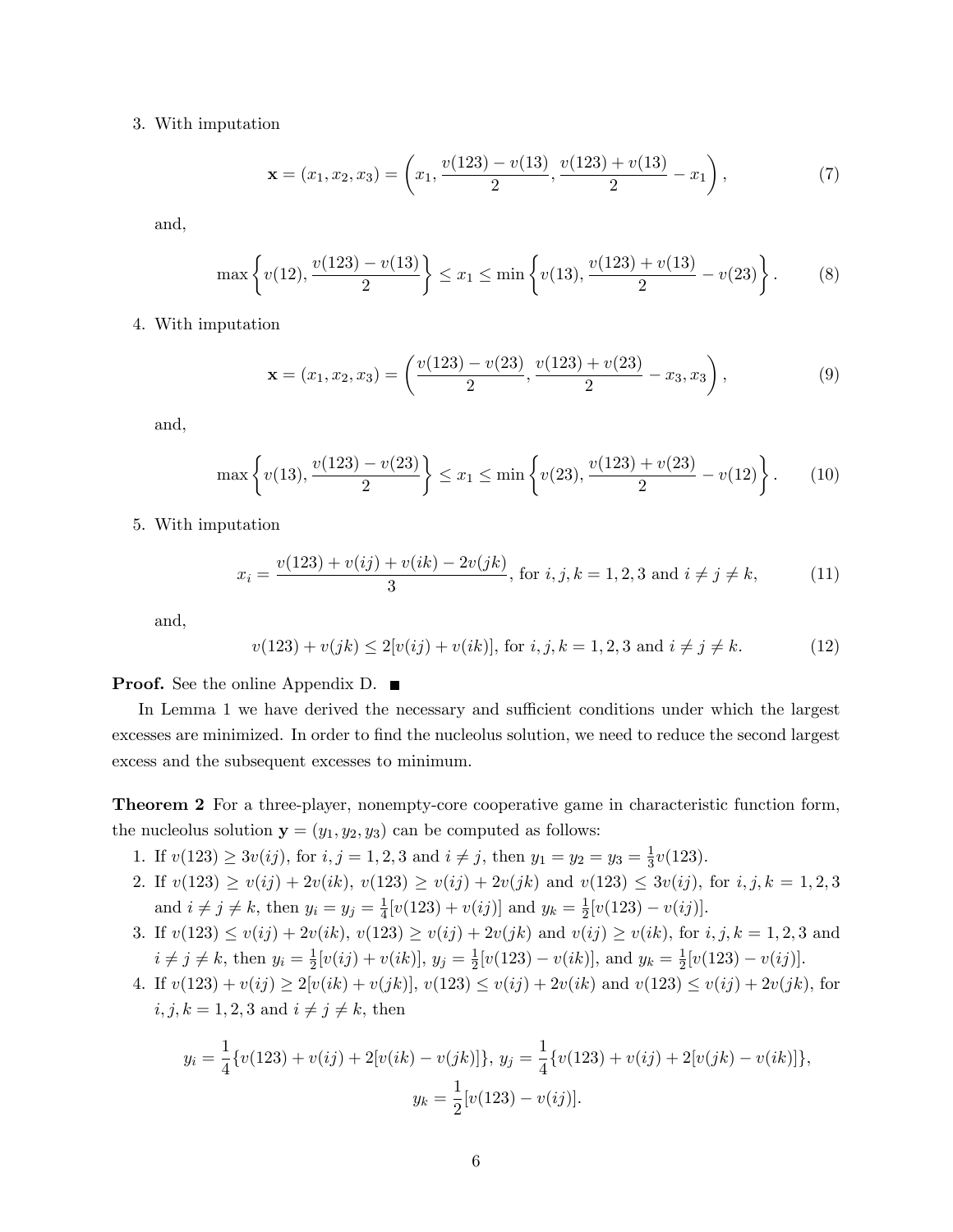3. With imputation

$$\mathbf{x} = (x_1, x_2, x_3) = \left(x_1, \frac{v(123) - v(13)}{2}, \frac{v(123) + v(13)}{2} - x_1\right), \tag{7}$$

and,

$$\max\left\{v(12), \frac{v(123) - v(13)}{2}\right\} \le x_1 \le \min\left\{v(13), \frac{v(123) + v(13)}{2} - v(23)\right\}. \tag{8}$$

4. With imputation

$$\mathbf{x} = (x_1, x_2, x_3) = \left(\frac{v(123) - v(23)}{2}, \frac{v(123) + v(23)}{2} - x_3, x_3\right), \tag{9}$$

and,

$$\max\left\{v(13), \frac{v(123) - v(23)}{2}\right\} \le x_1 \le \min\left\{v(23), \frac{v(123) + v(23)}{2} - v(12)\right\}. \tag{10}$$

5. With imputation

$$x_i = \frac{v(123) + v(ij) + v(ik) - 2v(jk)}{3}, \text{ for } i, j, k = 1, 2, 3 \text{ and } i \neq j \neq k, \tag{11}$$

and,

$$v(123) + v(jk) \le 2[v(ij) + v(ik)], \text{ for } i, j, k = 1, 2, 3 \text{ and } i \neq j \neq k. \tag{12}$$

**Proof.** See the online Appendix D. ■

In Lemma 1 we have derived the necessary and sufficient conditions under which the largest excesses are minimized. In order to find the nucleolus solution, we need to reduce the second largest excess and the subsequent excesses to minimum.

**Theorem 2** For a three-player, nonempty-core cooperative game in characteristic function form, the nucleolus solution $\mathbf{y} = (y_1, y_2, y_3)$ can be computed as follows:

1. If $v(123) \ge 3v(ij)$, for $i, j = 1, 2, 3$ and $i \neq j$, then $y_1 = y_2 = y_3 = \frac{1}{3}v(123)$.
2. If $v(123) \ge v(ij) + 2v(ik)$, $v(123) \ge v(ij) + 2v(jk)$ and $v(123) \le 3v(ij)$, for $i, j, k = 1, 2, 3$ and $i \neq j \neq k$, then $y_i = y_j = \frac{1}{4}[v(123) + v(ij)]$ and $y_k = \frac{1}{2}[v(123) - v(ij)]$.
3. If $v(123) \le v(ij) + 2v(ik)$, $v(123) \ge v(ij) + 2v(jk)$ and $v(ij) \ge v(ik)$, for $i, j, k = 1, 2, 3$ and $i \neq j \neq k$, then $y_i = \frac{1}{2}[v(ij) + v(ik)]$, $y_j = \frac{1}{2}[v(123) - v(ik)]$, and $y_k = \frac{1}{2}[v(123) - v(ij)]$.
4. If $v(123) + v(ij) \ge 2[v(ik) + v(jk)]$, $v(123) \le v(ij) + 2v(ik)$ and $v(123) \le v(ij) + 2v(jk)$, for $i, j, k = 1, 2, 3$ and $i \neq j \neq k$, then

$$y_i = \frac{1}{4}\{v(123) + v(ij) + 2[v(ik) - v(jk)]\}, \; y_j = \frac{1}{4}\{v(123) + v(ij) + 2[v(jk) - v(ik)]\},$$

$$y_k = \frac{1}{2}[v(123) - v(ij)].$$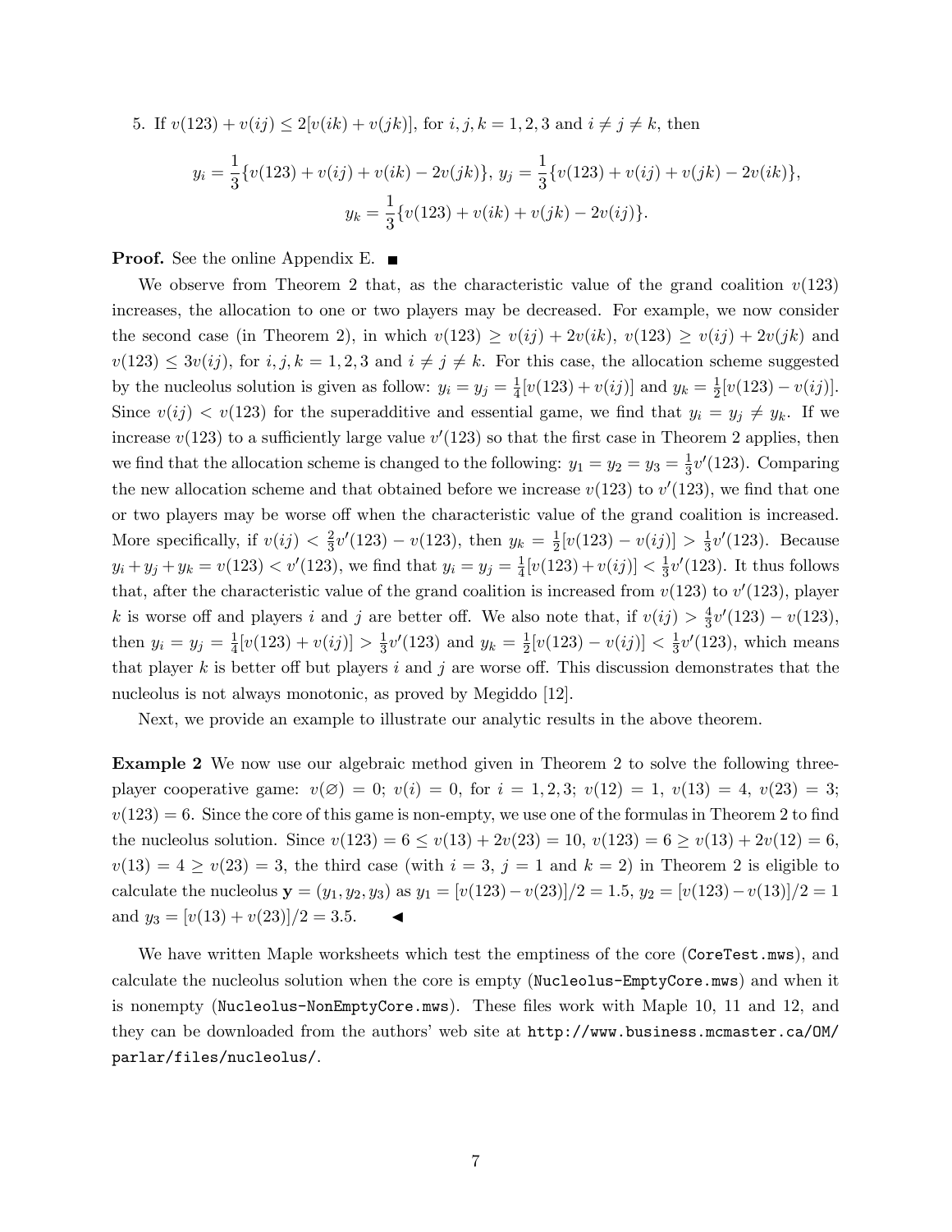5. If $v(123) + v(ij) \leq 2[v(ik) + v(jk)]$, for $i, j, k = 1, 2, 3$ and $i \neq j \neq k$, then

$$y_i = \frac{1}{3}\{v(123) + v(ij) + v(ik) - 2v(jk)\},\ y_j = \frac{1}{3}\{v(123) + v(ij) + v(jk) - 2v(ik)\},$$
$$y_k = \frac{1}{3}\{v(123) + v(ik) + v(jk) - 2v(ij)\}.$$

**Proof.** See the online Appendix E. ∎

We observe from Theorem 2 that, as the characteristic value of the grand coalition $v(123)$ increases, the allocation to one or two players may be decreased. For example, we now consider the second case (in Theorem 2), in which $v(123) \geq v(ij) + 2v(ik)$, $v(123) \geq v(ij) + 2v(jk)$ and $v(123) \leq 3v(ij)$, for $i, j, k = 1, 2, 3$ and $i \neq j \neq k$. For this case, the allocation scheme suggested by the nucleolus solution is given as follow: $y_i = y_j = \frac{1}{4}[v(123) + v(ij)]$ and $y_k = \frac{1}{2}[v(123) - v(ij)]$. Since $v(ij) < v(123)$ for the superadditive and essential game, we find that $y_i = y_j \neq y_k$. If we increase $v(123)$ to a sufficiently large value $v'(123)$ so that the first case in Theorem 2 applies, then we find that the allocation scheme is changed to the following: $y_1 = y_2 = y_3 = \frac{1}{3}v'(123)$. Comparing the new allocation scheme and that obtained before we increase $v(123)$ to $v'(123)$, we find that one or two players may be worse off when the characteristic value of the grand coalition is increased. More specifically, if $v(ij) < \frac{2}{3}v'(123) - v(123)$, then $y_k = \frac{1}{2}[v(123) - v(ij)] > \frac{1}{3}v'(123)$. Because $y_i + y_j + y_k = v(123) < v'(123)$, we find that $y_i = y_j = \frac{1}{4}[v(123) + v(ij)] < \frac{1}{3}v'(123)$. It thus follows that, after the characteristic value of the grand coalition is increased from $v(123)$ to $v'(123)$, player $k$ is worse off and players $i$ and $j$ are better off. We also note that, if $v(ij) > \frac{4}{3}v'(123) - v(123)$, then $y_i = y_j = \frac{1}{4}[v(123) + v(ij)] > \frac{1}{3}v'(123)$ and $y_k = \frac{1}{2}[v(123) - v(ij)] < \frac{1}{3}v'(123)$, which means that player $k$ is better off but players $i$ and $j$ are worse off. This discussion demonstrates that the nucleolus is not always monotonic, as proved by Megiddo [12].

Next, we provide an example to illustrate our analytic results in the above theorem.

**Example 2** We now use our algebraic method given in Theorem 2 to solve the following three-player cooperative game: $v(\varnothing) = 0$; $v(i) = 0$, for $i = 1, 2, 3$; $v(12) = 1$, $v(13) = 4$, $v(23) = 3$; $v(123) = 6$. Since the core of this game is non-empty, we use one of the formulas in Theorem 2 to find the nucleolus solution. Since $v(123) = 6 \leq v(13) + 2v(23) = 10$, $v(123) = 6 \geq v(13) + 2v(12) = 6$, $v(13) = 4 \geq v(23) = 3$, the third case (with $i = 3$, $j = 1$ and $k = 2$) in Theorem 2 is eligible to calculate the nucleolus $\mathbf{y} = (y_1, y_2, y_3)$ as $y_1 = [v(123) - v(23)]/2 = 1.5$, $y_2 = [v(123) - v(13)]/2 = 1$ and $y_3 = [v(13) + v(23)]/2 = 3.5$. ◄

We have written Maple worksheets which test the emptiness of the core (`CoreTest.mws`), and calculate the nucleolus solution when the core is empty (`Nucleolus-EmptyCore.mws`) and when it is nonempty (`Nucleolus-NonEmptyCore.mws`). These files work with Maple 10, 11 and 12, and they can be downloaded from the authors' web site at `http://www.business.mcmaster.ca/OM/parlar/files/nucleolus/`.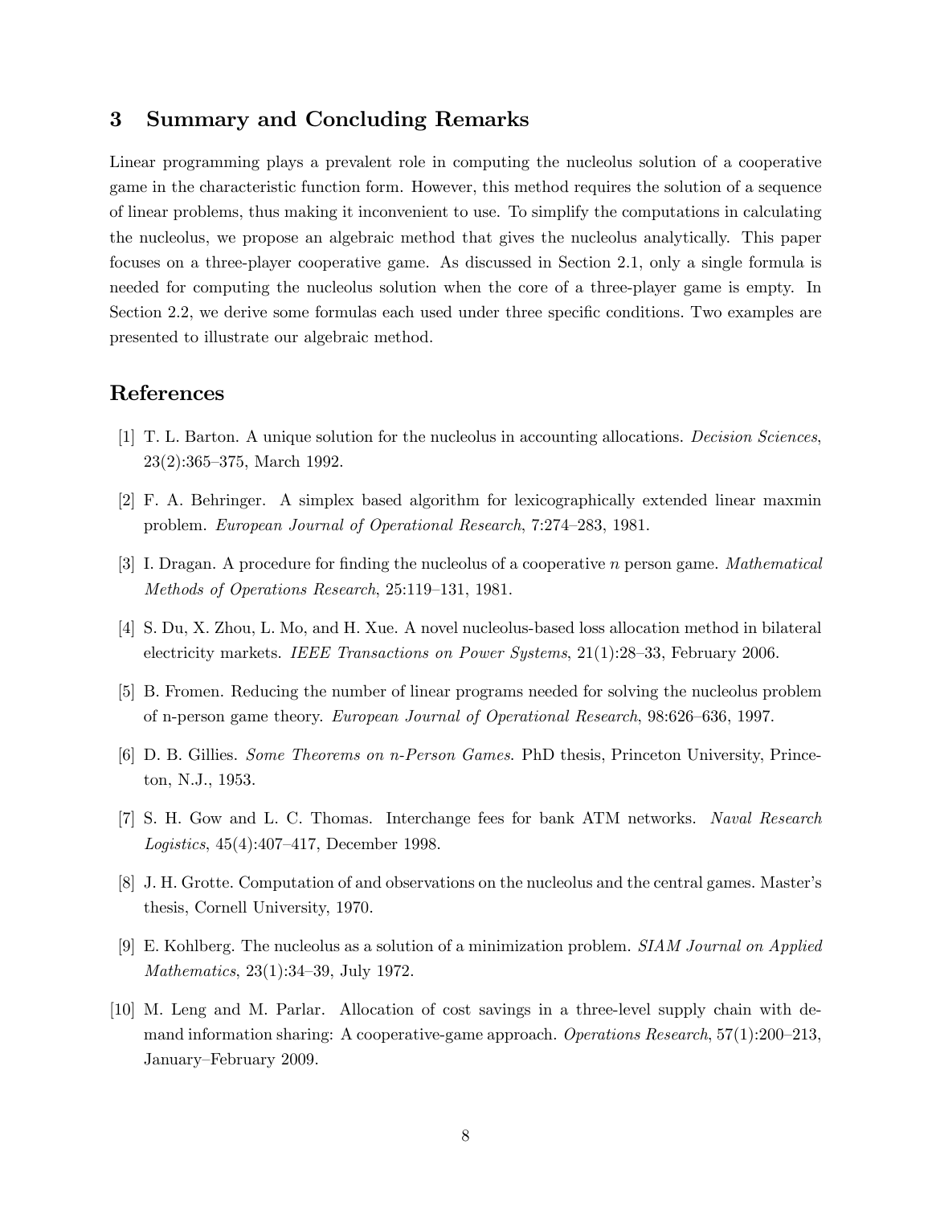## 3 Summary and Concluding Remarks

Linear programming plays a prevalent role in computing the nucleolus solution of a cooperative game in the characteristic function form. However, this method requires the solution of a sequence of linear problems, thus making it inconvenient to use. To simplify the computations in calculating the nucleolus, we propose an algebraic method that gives the nucleolus analytically. This paper focuses on a three-player cooperative game. As discussed in Section 2.1, only a single formula is needed for computing the nucleolus solution when the core of a three-player game is empty. In Section 2.2, we derive some formulas each used under three specific conditions. Two examples are presented to illustrate our algebraic method.

## References

[1] T. L. Barton. A unique solution for the nucleolus in accounting allocations. *Decision Sciences*, 23(2):365–375, March 1992.

[2] F. A. Behringer. A simplex based algorithm for lexicographically extended linear maxmin problem. *European Journal of Operational Research*, 7:274–283, 1981.

[3] I. Dragan. A procedure for finding the nucleolus of a cooperative $n$ person game. *Mathematical Methods of Operations Research*, 25:119–131, 1981.

[4] S. Du, X. Zhou, L. Mo, and H. Xue. A novel nucleolus-based loss allocation method in bilateral electricity markets. *IEEE Transactions on Power Systems*, 21(1):28–33, February 2006.

[5] B. Fromen. Reducing the number of linear programs needed for solving the nucleolus problem of n-person game theory. *European Journal of Operational Research*, 98:626–636, 1997.

[6] D. B. Gillies. *Some Theorems on n-Person Games*. PhD thesis, Princeton University, Princeton, N.J., 1953.

[7] S. H. Gow and L. C. Thomas. Interchange fees for bank ATM networks. *Naval Research Logistics*, 45(4):407–417, December 1998.

[8] J. H. Grotte. Computation of and observations on the nucleolus and the central games. Master's thesis, Cornell University, 1970.

[9] E. Kohlberg. The nucleolus as a solution of a minimization problem. *SIAM Journal on Applied Mathematics*, 23(1):34–39, July 1972.

[10] M. Leng and M. Parlar. Allocation of cost savings in a three-level supply chain with demand information sharing: A cooperative-game approach. *Operations Research*, 57(1):200–213, January–February 2009.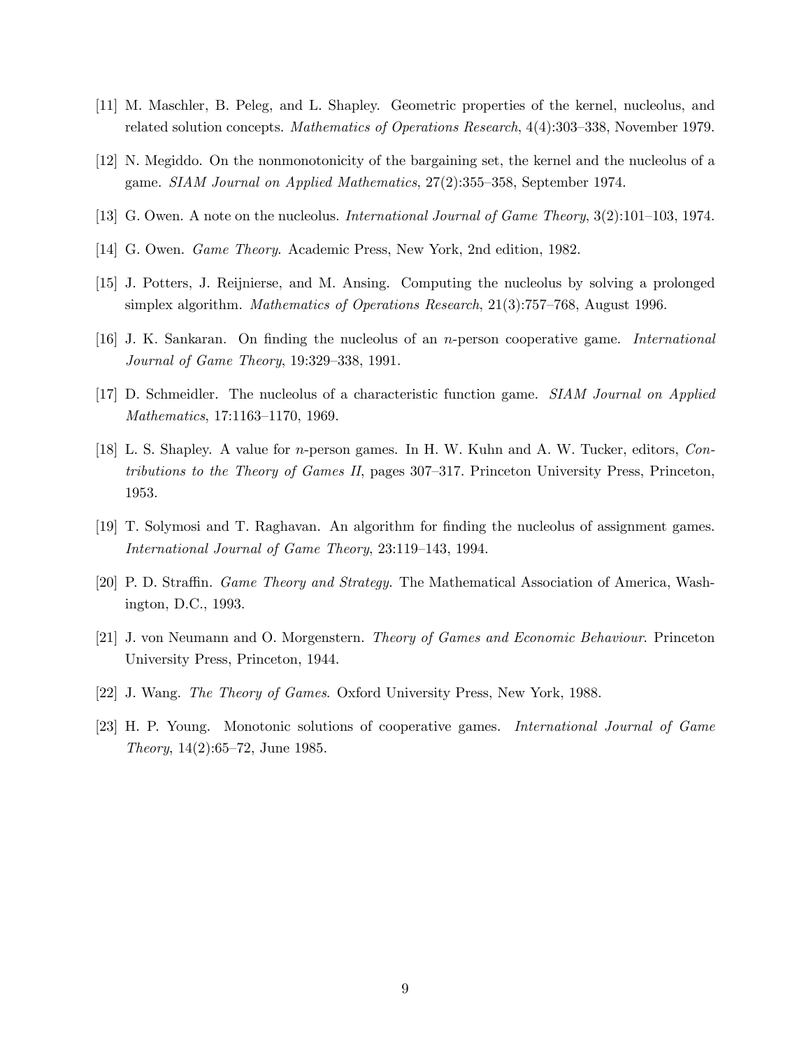[11] M. Maschler, B. Peleg, and L. Shapley. Geometric properties of the kernel, nucleolus, and related solution concepts. *Mathematics of Operations Research*, 4(4):303–338, November 1979.

[12] N. Megiddo. On the nonmonotonicity of the bargaining set, the kernel and the nucleolus of a game. *SIAM Journal on Applied Mathematics*, 27(2):355–358, September 1974.

[13] G. Owen. A note on the nucleolus. *International Journal of Game Theory*, 3(2):101–103, 1974.

[14] G. Owen. *Game Theory*. Academic Press, New York, 2nd edition, 1982.

[15] J. Potters, J. Reijnierse, and M. Ansing. Computing the nucleolus by solving a prolonged simplex algorithm. *Mathematics of Operations Research*, 21(3):757–768, August 1996.

[16] J. K. Sankaran. On finding the nucleolus of an $n$-person cooperative game. *International Journal of Game Theory*, 19:329–338, 1991.

[17] D. Schmeidler. The nucleolus of a characteristic function game. *SIAM Journal on Applied Mathematics*, 17:1163–1170, 1969.

[18] L. S. Shapley. A value for $n$-person games. In H. W. Kuhn and A. W. Tucker, editors, *Contributions to the Theory of Games II*, pages 307–317. Princeton University Press, Princeton, 1953.

[19] T. Solymosi and T. Raghavan. An algorithm for finding the nucleolus of assignment games. *International Journal of Game Theory*, 23:119–143, 1994.

[20] P. D. Straffin. *Game Theory and Strategy*. The Mathematical Association of America, Washington, D.C., 1993.

[21] J. von Neumann and O. Morgenstern. *Theory of Games and Economic Behaviour*. Princeton University Press, Princeton, 1944.

[22] J. Wang. *The Theory of Games*. Oxford University Press, New York, 1988.

[23] H. P. Young. Monotonic solutions of cooperative games. *International Journal of Game Theory*, 14(2):65–72, June 1985.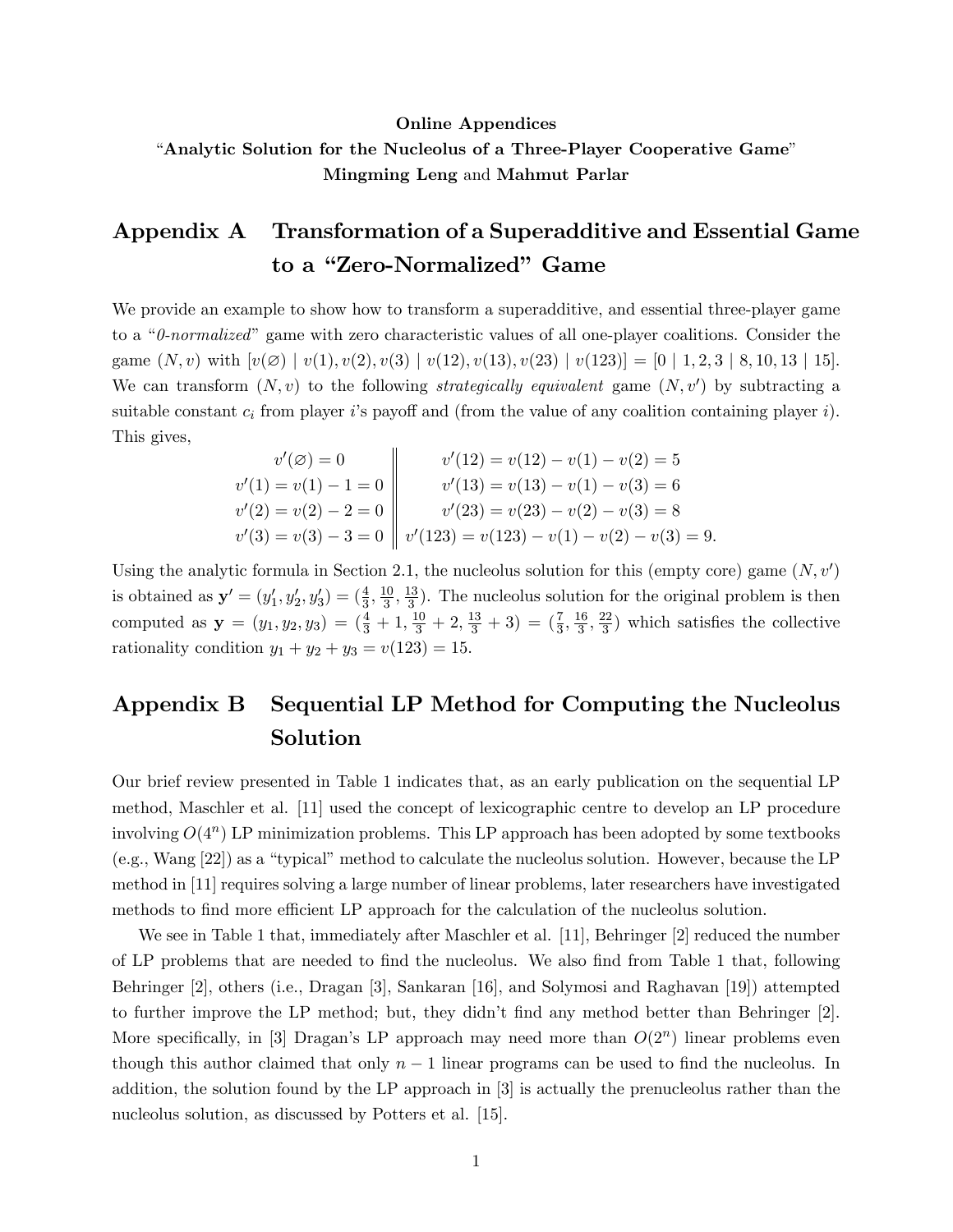**Online Appendices**

"**Analytic Solution for the Nucleolus of a Three-Player Cooperative Game**"

**Mingming Leng** and **Mahmut Parlar**

# Appendix A Transformation of a Superadditive and Essential Game to a "Zero-Normalized" Game

We provide an example to show how to transform a superadditive, and essential three-player game to a "*0-normalized*" game with zero characteristic values of all one-player coalitions. Consider the game $(N, v)$ with $[v(\varnothing) \mid v(1), v(2), v(3) \mid v(12), v(13), v(23) \mid v(123)] = [0 \mid 1, 2, 3 \mid 8, 10, 13 \mid 15]$. We can transform $(N, v)$ to the following *strategically equivalent* game $(N, v')$ by subtracting a suitable constant $c_i$ from player $i$'s payoff and (from the value of any coalition containing player $i$). This gives,

$$
\begin{array}{c|c}
v'(\varnothing) = 0 & v'(12) = v(12) - v(1) - v(2) = 5 \\
v'(1) = v(1) - 1 = 0 & v'(13) = v(13) - v(1) - v(3) = 6 \\
v'(2) = v(2) - 2 = 0 & v'(23) = v(23) - v(2) - v(3) = 8 \\
v'(3) = v(3) - 3 = 0 & v'(123) = v(123) - v(1) - v(2) - v(3) = 9.
\end{array}
$$

Using the analytic formula in Section 2.1, the nucleolus solution for this (empty core) game $(N, v')$ is obtained as $\mathbf{y}' = (y'_1, y'_2, y'_3) = (\frac{4}{3}, \frac{10}{3}, \frac{13}{3})$. The nucleolus solution for the original problem is then computed as $\mathbf{y} = (y_1, y_2, y_3) = (\frac{4}{3} + 1, \frac{10}{3} + 2, \frac{13}{3} + 3) = (\frac{7}{3}, \frac{16}{3}, \frac{22}{3})$ which satisfies the collective rationality condition $y_1 + y_2 + y_3 = v(123) = 15$.

# Appendix B Sequential LP Method for Computing the Nucleolus Solution

Our brief review presented in Table 1 indicates that, as an early publication on the sequential LP method, Maschler et al. [11] used the concept of lexicographic centre to develop an LP procedure involving $O(4^n)$ LP minimization problems. This LP approach has been adopted by some textbooks (e.g., Wang [22]) as a "typical" method to calculate the nucleolus solution. However, because the LP method in [11] requires solving a large number of linear problems, later researchers have investigated methods to find more efficient LP approach for the calculation of the nucleolus solution.

We see in Table 1 that, immediately after Maschler et al. [11], Behringer [2] reduced the number of LP problems that are needed to find the nucleolus. We also find from Table 1 that, following Behringer [2], others (i.e., Dragan [3], Sankaran [16], and Solymosi and Raghavan [19]) attempted to further improve the LP method; but, they didn't find any method better than Behringer [2]. More specifically, in [3] Dragan's LP approach may need more than $O(2^n)$ linear problems even though this author claimed that only $n - 1$ linear programs can be used to find the nucleolus. In addition, the solution found by the LP approach in [3] is actually the prenucleolus rather than the nucleolus solution, as discussed by Potters et al. [15].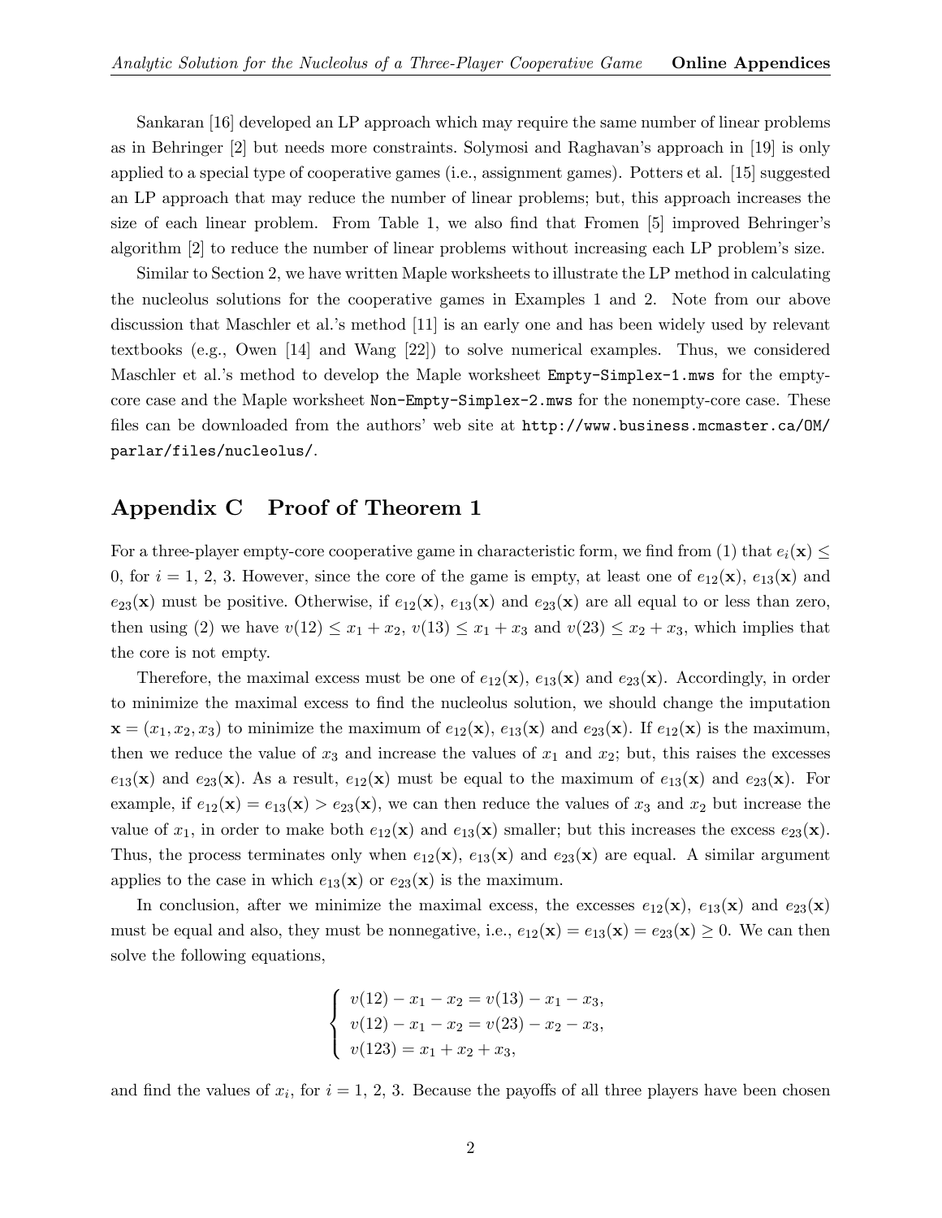Sankaran [16] developed an LP approach which may require the same number of linear problems as in Behringer [2] but needs more constraints. Solymosi and Raghavan's approach in [19] is only applied to a special type of cooperative games (i.e., assignment games). Potters et al. [15] suggested an LP approach that may reduce the number of linear problems; but, this approach increases the size of each linear problem. From Table 1, we also find that Fromen [5] improved Behringer's algorithm [2] to reduce the number of linear problems without increasing each LP problem's size.

Similar to Section 2, we have written Maple worksheets to illustrate the LP method in calculating the nucleolus solutions for the cooperative games in Examples 1 and 2. Note from our above discussion that Maschler et al.'s method [11] is an early one and has been widely used by relevant textbooks (e.g., Owen [14] and Wang [22]) to solve numerical examples. Thus, we considered Maschler et al.'s method to develop the Maple worksheet `Empty-Simplex-1.mws` for the empty-core case and the Maple worksheet `Non-Empty-Simplex-2.mws` for the nonempty-core case. These files can be downloaded from the authors' web site at `http://www.business.mcmaster.ca/OM/parlar/files/nucleolus/`.

## Appendix C  Proof of Theorem 1

For a three-player empty-core cooperative game in characteristic form, we find from (1) that $e_i(\mathbf{x}) \leq 0$, for $i = 1, 2, 3$. However, since the core of the game is empty, at least one of $e_{12}(\mathbf{x})$, $e_{13}(\mathbf{x})$ and $e_{23}(\mathbf{x})$ must be positive. Otherwise, if $e_{12}(\mathbf{x})$, $e_{13}(\mathbf{x})$ and $e_{23}(\mathbf{x})$ are all equal to or less than zero, then using (2) we have $v(12) \leq x_1 + x_2$, $v(13) \leq x_1 + x_3$ and $v(23) \leq x_2 + x_3$, which implies that the core is not empty.

Therefore, the maximal excess must be one of $e_{12}(\mathbf{x})$, $e_{13}(\mathbf{x})$ and $e_{23}(\mathbf{x})$. Accordingly, in order to minimize the maximal excess to find the nucleolus solution, we should change the imputation $\mathbf{x} = (x_1, x_2, x_3)$ to minimize the maximum of $e_{12}(\mathbf{x})$, $e_{13}(\mathbf{x})$ and $e_{23}(\mathbf{x})$. If $e_{12}(\mathbf{x})$ is the maximum, then we reduce the value of $x_3$ and increase the values of $x_1$ and $x_2$; but, this raises the excesses $e_{13}(\mathbf{x})$ and $e_{23}(\mathbf{x})$. As a result, $e_{12}(\mathbf{x})$ must be equal to the maximum of $e_{13}(\mathbf{x})$ and $e_{23}(\mathbf{x})$. For example, if $e_{12}(\mathbf{x}) = e_{13}(\mathbf{x}) > e_{23}(\mathbf{x})$, we can then reduce the values of $x_3$ and $x_2$ but increase the value of $x_1$, in order to make both $e_{12}(\mathbf{x})$ and $e_{13}(\mathbf{x})$ smaller; but this increases the excess $e_{23}(\mathbf{x})$. Thus, the process terminates only when $e_{12}(\mathbf{x})$, $e_{13}(\mathbf{x})$ and $e_{23}(\mathbf{x})$ are equal. A similar argument applies to the case in which $e_{13}(\mathbf{x})$ or $e_{23}(\mathbf{x})$ is the maximum.

In conclusion, after we minimize the maximal excess, the excesses $e_{12}(\mathbf{x})$, $e_{13}(\mathbf{x})$ and $e_{23}(\mathbf{x})$ must be equal and also, they must be nonnegative, i.e., $e_{12}(\mathbf{x}) = e_{13}(\mathbf{x}) = e_{23}(\mathbf{x}) \geq 0$. We can then solve the following equations,

$$\begin{cases} v(12) - x_1 - x_2 = v(13) - x_1 - x_3, \\ v(12) - x_1 - x_2 = v(23) - x_2 - x_3, \\ v(123) = x_1 + x_2 + x_3, \end{cases}$$

and find the values of $x_i$, for $i = 1, 2, 3$. Because the payoffs of all three players have been chosen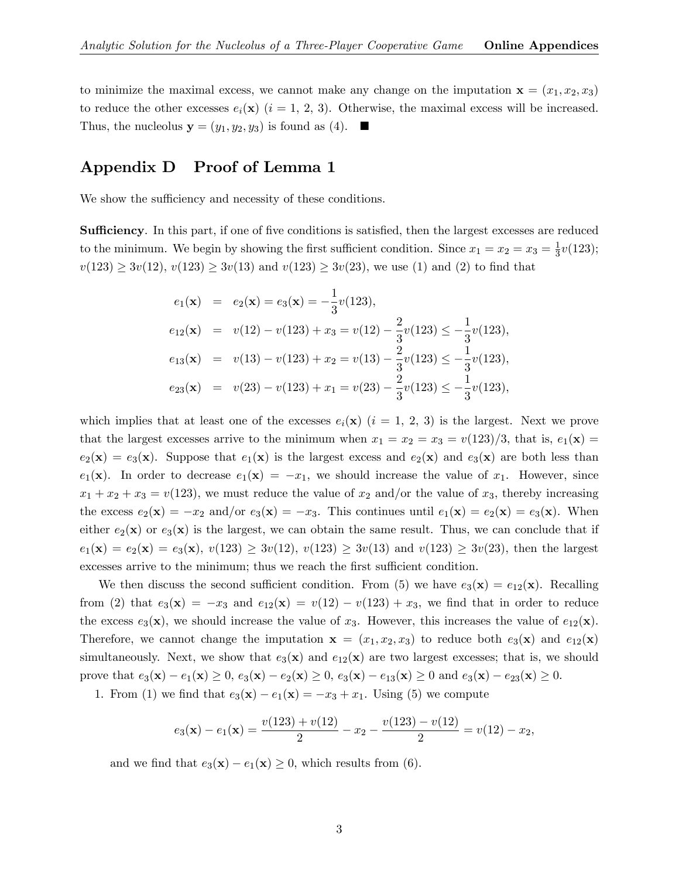to minimize the maximal excess, we cannot make any change on the imputation $\mathbf{x} = (x_1, x_2, x_3)$ to reduce the other excesses $e_i(\mathbf{x})$ ($i = 1, 2, 3$). Otherwise, the maximal excess will be increased. Thus, the nucleolus $\mathbf{y} = (y_1, y_2, y_3)$ is found as (4). ■

## Appendix D Proof of Lemma 1

We show the sufficiency and necessity of these conditions.

**Sufficiency**. In this part, if one of five conditions is satisfied, then the largest excesses are reduced to the minimum. We begin by showing the first sufficient condition. Since $x_1 = x_2 = x_3 = \frac{1}{3}v(123)$; $v(123) \geq 3v(12)$, $v(123) \geq 3v(13)$ and $v(123) \geq 3v(23)$, we use (1) and (2) to find that

$$
\begin{aligned}
e_1(\mathbf{x}) &= e_2(\mathbf{x}) = e_3(\mathbf{x}) = -\frac{1}{3}v(123), \\
e_{12}(\mathbf{x}) &= v(12) - v(123) + x_3 = v(12) - \frac{2}{3}v(123) \leq -\frac{1}{3}v(123), \\
e_{13}(\mathbf{x}) &= v(13) - v(123) + x_2 = v(13) - \frac{2}{3}v(123) \leq -\frac{1}{3}v(123), \\
e_{23}(\mathbf{x}) &= v(23) - v(123) + x_1 = v(23) - \frac{2}{3}v(123) \leq -\frac{1}{3}v(123),
\end{aligned}
$$

which implies that at least one of the excesses $e_i(\mathbf{x})$ ($i = 1, 2, 3$) is the largest. Next we prove that the largest excesses arrive to the minimum when $x_1 = x_2 = x_3 = v(123)/3$, that is, $e_1(\mathbf{x}) = e_2(\mathbf{x}) = e_3(\mathbf{x})$. Suppose that $e_1(\mathbf{x})$ is the largest excess and $e_2(\mathbf{x})$ and $e_3(\mathbf{x})$ are both less than $e_1(\mathbf{x})$. In order to decrease $e_1(\mathbf{x}) = -x_1$, we should increase the value of $x_1$. However, since $x_1 + x_2 + x_3 = v(123)$, we must reduce the value of $x_2$ and/or the value of $x_3$, thereby increasing the excess $e_2(\mathbf{x}) = -x_2$ and/or $e_3(\mathbf{x}) = -x_3$. This continues until $e_1(\mathbf{x}) = e_2(\mathbf{x}) = e_3(\mathbf{x})$. When either $e_2(\mathbf{x})$ or $e_3(\mathbf{x})$ is the largest, we can obtain the same result. Thus, we can conclude that if $e_1(\mathbf{x}) = e_2(\mathbf{x}) = e_3(\mathbf{x})$, $v(123) \geq 3v(12)$, $v(123) \geq 3v(13)$ and $v(123) \geq 3v(23)$, then the largest excesses arrive to the minimum; thus we reach the first sufficient condition.

We then discuss the second sufficient condition. From (5) we have $e_3(\mathbf{x}) = e_{12}(\mathbf{x})$. Recalling from (2) that $e_3(\mathbf{x}) = -x_3$ and $e_{12}(\mathbf{x}) = v(12) - v(123) + x_3$, we find that in order to reduce the excess $e_3(\mathbf{x})$, we should increase the value of $x_3$. However, this increases the value of $e_{12}(\mathbf{x})$. Therefore, we cannot change the imputation $\mathbf{x} = (x_1, x_2, x_3)$ to reduce both $e_3(\mathbf{x})$ and $e_{12}(\mathbf{x})$ simultaneously. Next, we show that $e_3(\mathbf{x})$ and $e_{12}(\mathbf{x})$ are two largest excesses; that is, we should prove that $e_3(\mathbf{x}) - e_1(\mathbf{x}) \geq 0$, $e_3(\mathbf{x}) - e_2(\mathbf{x}) \geq 0$, $e_3(\mathbf{x}) - e_{13}(\mathbf{x}) \geq 0$ and $e_3(\mathbf{x}) - e_{23}(\mathbf{x}) \geq 0$.

1. From (1) we find that $e_3(\mathbf{x}) - e_1(\mathbf{x}) = -x_3 + x_1$. Using (5) we compute

$$
e_3(\mathbf{x}) - e_1(\mathbf{x}) = \frac{v(123) + v(12)}{2} - x_2 - \frac{v(123) - v(12)}{2} = v(12) - x_2,
$$

and we find that $e_3(\mathbf{x}) - e_1(\mathbf{x}) \geq 0$, which results from (6).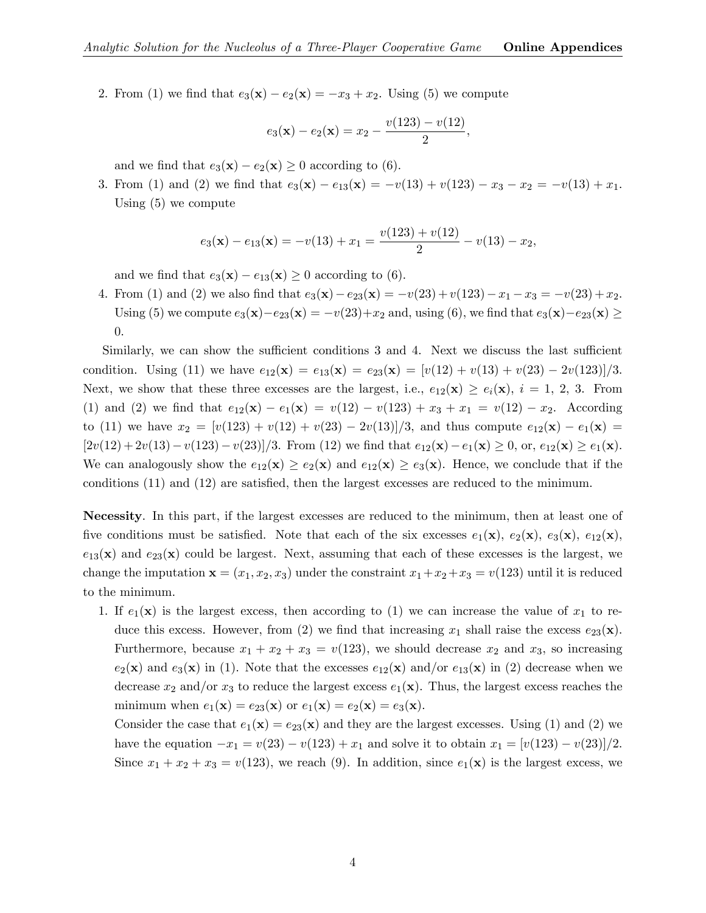2. From (1) we find that $e_3(\mathbf{x}) - e_2(\mathbf{x}) = -x_3 + x_2$. Using (5) we compute

$$e_3(\mathbf{x}) - e_2(\mathbf{x}) = x_2 - \frac{v(123) - v(12)}{2},$$

   and we find that $e_3(\mathbf{x}) - e_2(\mathbf{x}) \geq 0$ according to (6).

3. From (1) and (2) we find that $e_3(\mathbf{x}) - e_{13}(\mathbf{x}) = -v(13) + v(123) - x_3 - x_2 = -v(13) + x_1$. Using (5) we compute

$$e_3(\mathbf{x}) - e_{13}(\mathbf{x}) = -v(13) + x_1 = \frac{v(123) + v(12)}{2} - v(13) - x_2,$$

   and we find that $e_3(\mathbf{x}) - e_{13}(\mathbf{x}) \geq 0$ according to (6).

4. From (1) and (2) we also find that $e_3(\mathbf{x}) - e_{23}(\mathbf{x}) = -v(23) + v(123) - x_1 - x_3 = -v(23) + x_2$. Using (5) we compute $e_3(\mathbf{x}) - e_{23}(\mathbf{x}) = -v(23) + x_2$ and, using (6), we find that $e_3(\mathbf{x}) - e_{23}(\mathbf{x}) \geq 0$.

Similarly, we can show the sufficient conditions 3 and 4. Next we discuss the last sufficient condition. Using (11) we have $e_{12}(\mathbf{x}) = e_{13}(\mathbf{x}) = e_{23}(\mathbf{x}) = [v(12) + v(13) + v(23) - 2v(123)]/3$. Next, we show that these three excesses are the largest, i.e., $e_{12}(\mathbf{x}) \geq e_i(\mathbf{x})$, $i = 1, 2, 3$. From (1) and (2) we find that $e_{12}(\mathbf{x}) - e_1(\mathbf{x}) = v(12) - v(123) + x_3 + x_1 = v(12) - x_2$. According to (11) we have $x_2 = [v(123) + v(12) + v(23) - 2v(13)]/3$, and thus compute $e_{12}(\mathbf{x}) - e_1(\mathbf{x}) = [2v(12) + 2v(13) - v(123) - v(23)]/3$. From (12) we find that $e_{12}(\mathbf{x}) - e_1(\mathbf{x}) \geq 0$, or, $e_{12}(\mathbf{x}) \geq e_1(\mathbf{x})$. We can analogously show the $e_{12}(\mathbf{x}) \geq e_2(\mathbf{x})$ and $e_{12}(\mathbf{x}) \geq e_3(\mathbf{x})$. Hence, we conclude that if the conditions (11) and (12) are satisfied, then the largest excesses are reduced to the minimum.

**Necessity**. In this part, if the largest excesses are reduced to the minimum, then at least one of five conditions must be satisfied. Note that each of the six excesses $e_1(\mathbf{x})$, $e_2(\mathbf{x})$, $e_3(\mathbf{x})$, $e_{12}(\mathbf{x})$, $e_{13}(\mathbf{x})$ and $e_{23}(\mathbf{x})$ could be largest. Next, assuming that each of these excesses is the largest, we change the imputation $\mathbf{x} = (x_1, x_2, x_3)$ under the constraint $x_1 + x_2 + x_3 = v(123)$ until it is reduced to the minimum.

1. If $e_1(\mathbf{x})$ is the largest excess, then according to (1) we can increase the value of $x_1$ to reduce this excess. However, from (2) we find that increasing $x_1$ shall raise the excess $e_{23}(\mathbf{x})$. Furthermore, because $x_1 + x_2 + x_3 = v(123)$, we should decrease $x_2$ and $x_3$, so increasing $e_2(\mathbf{x})$ and $e_3(\mathbf{x})$ in (1). Note that the excesses $e_{12}(\mathbf{x})$ and/or $e_{13}(\mathbf{x})$ in (2) decrease when we decrease $x_2$ and/or $x_3$ to reduce the largest excess $e_1(\mathbf{x})$. Thus, the largest excess reaches the minimum when $e_1(\mathbf{x}) = e_{23}(\mathbf{x})$ or $e_1(\mathbf{x}) = e_2(\mathbf{x}) = e_3(\mathbf{x})$.

   Consider the case that $e_1(\mathbf{x}) = e_{23}(\mathbf{x})$ and they are the largest excesses. Using (1) and (2) we have the equation $-x_1 = v(23) - v(123) + x_1$ and solve it to obtain $x_1 = [v(123) - v(23)]/2$. Since $x_1 + x_2 + x_3 = v(123)$, we reach (9). In addition, since $e_1(\mathbf{x})$ is the largest excess, we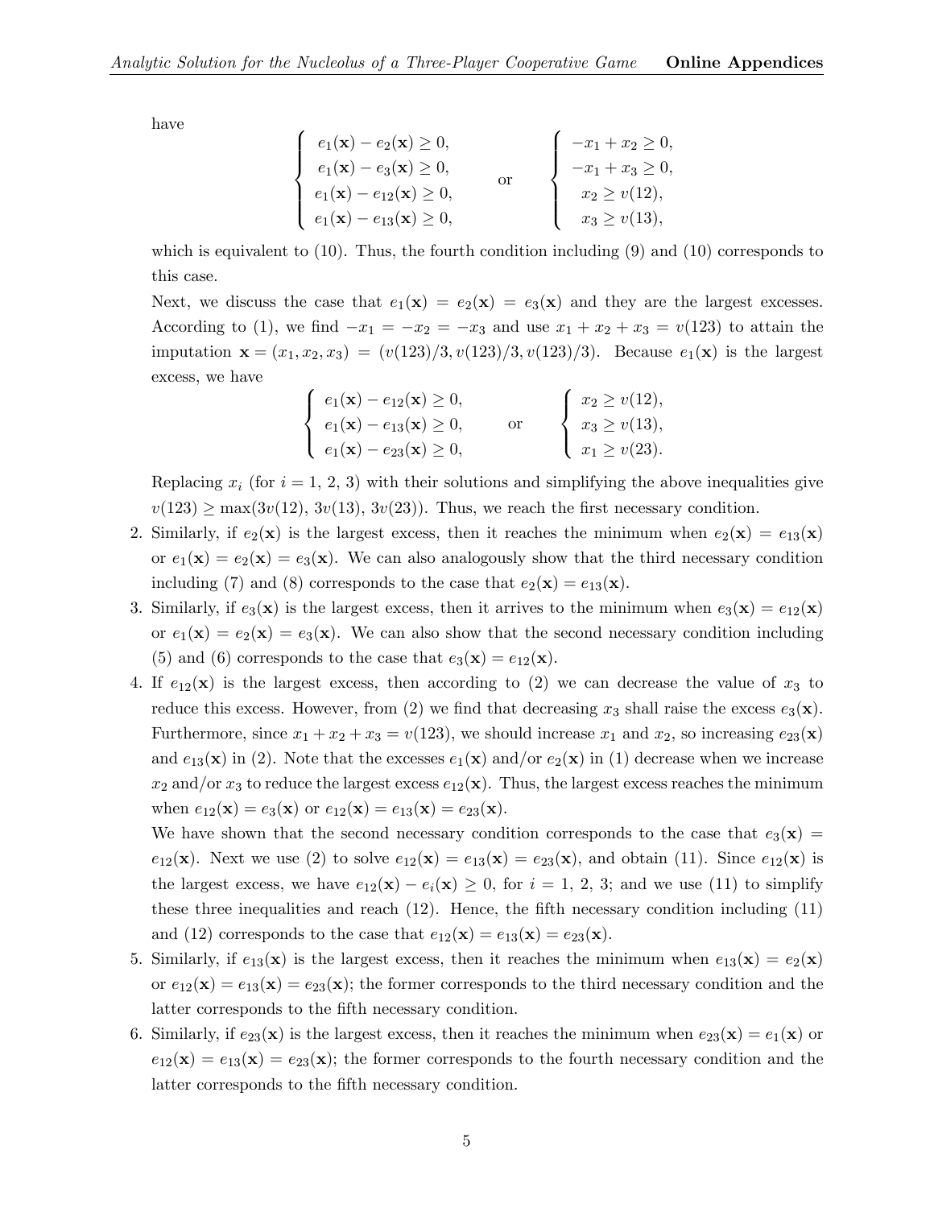have

$$
\begin{cases} e_1(\mathbf{x}) - e_2(\mathbf{x}) \geq 0, \\ e_1(\mathbf{x}) - e_3(\mathbf{x}) \geq 0, \\ e_1(\mathbf{x}) - e_{12}(\mathbf{x}) \geq 0, \\ e_1(\mathbf{x}) - e_{13}(\mathbf{x}) \geq 0, \end{cases} \quad \text{or} \quad \begin{cases} -x_1 + x_2 \geq 0, \\ -x_1 + x_3 \geq 0, \\ x_2 \geq v(12), \\ x_3 \geq v(13), \end{cases}
$$

which is equivalent to (10). Thus, the fourth condition including (9) and (10) corresponds to this case.

Next, we discuss the case that $e_1(\mathbf{x}) = e_2(\mathbf{x}) = e_3(\mathbf{x})$ and they are the largest excesses. According to (1), we find $-x_1 = -x_2 = -x_3$ and use $x_1 + x_2 + x_3 = v(123)$ to attain the imputation $\mathbf{x} = (x_1, x_2, x_3) = (v(123)/3, v(123)/3, v(123)/3)$. Because $e_1(\mathbf{x})$ is the largest excess, we have

$$
\begin{cases} e_1(\mathbf{x}) - e_{12}(\mathbf{x}) \geq 0, \\ e_1(\mathbf{x}) - e_{13}(\mathbf{x}) \geq 0, \\ e_1(\mathbf{x}) - e_{23}(\mathbf{x}) \geq 0, \end{cases} \quad \text{or} \quad \begin{cases} x_2 \geq v(12), \\ x_3 \geq v(13), \\ x_1 \geq v(23). \end{cases}
$$

Replacing $x_i$ (for $i$ = 1, 2, 3) with their solutions and simplifying the above inequalities give $v(123) \geq \max(3v(12), 3v(13), 3v(23))$. Thus, we reach the first necessary condition.

2. Similarly, if $e_2(\mathbf{x})$ is the largest excess, then it reaches the minimum when $e_2(\mathbf{x}) = e_{13}(\mathbf{x})$ or $e_1(\mathbf{x}) = e_2(\mathbf{x}) = e_3(\mathbf{x})$. We can also analogously show that the third necessary condition including (7) and (8) corresponds to the case that $e_2(\mathbf{x}) = e_{13}(\mathbf{x})$.
3. Similarly, if $e_3(\mathbf{x})$ is the largest excess, then it arrives to the minimum when $e_3(\mathbf{x}) = e_{12}(\mathbf{x})$ or $e_1(\mathbf{x}) = e_2(\mathbf{x}) = e_3(\mathbf{x})$. We can also show that the second necessary condition including (5) and (6) corresponds to the case that $e_3(\mathbf{x}) = e_{12}(\mathbf{x})$.
4. If $e_{12}(\mathbf{x})$ is the largest excess, then according to (2) we can decrease the value of $x_3$ to reduce this excess. However, from (2) we find that decreasing $x_3$ shall raise the excess $e_3(\mathbf{x})$. Furthermore, since $x_1 + x_2 + x_3 = v(123)$, we should increase $x_1$ and $x_2$, so increasing $e_{23}(\mathbf{x})$ and $e_{13}(\mathbf{x})$ in (2). Note that the excesses $e_1(\mathbf{x})$ and/or $e_2(\mathbf{x})$ in (1) decrease when we increase $x_2$ and/or $x_3$ to reduce the largest excess $e_{12}(\mathbf{x})$. Thus, the largest excess reaches the minimum when $e_{12}(\mathbf{x}) = e_3(\mathbf{x})$ or $e_{12}(\mathbf{x}) = e_{13}(\mathbf{x}) = e_{23}(\mathbf{x})$.

   We have shown that the second necessary condition corresponds to the case that $e_3(\mathbf{x}) = e_{12}(\mathbf{x})$. Next we use (2) to solve $e_{12}(\mathbf{x}) = e_{13}(\mathbf{x}) = e_{23}(\mathbf{x})$, and obtain (11). Since $e_{12}(\mathbf{x})$ is the largest excess, we have $e_{12}(\mathbf{x}) - e_i(\mathbf{x}) \geq 0$, for $i$ = 1, 2, 3; and we use (11) to simplify these three inequalities and reach (12). Hence, the fifth necessary condition including (11) and (12) corresponds to the case that $e_{12}(\mathbf{x}) = e_{13}(\mathbf{x}) = e_{23}(\mathbf{x})$.
5. Similarly, if $e_{13}(\mathbf{x})$ is the largest excess, then it reaches the minimum when $e_{13}(\mathbf{x}) = e_2(\mathbf{x})$ or $e_{12}(\mathbf{x}) = e_{13}(\mathbf{x}) = e_{23}(\mathbf{x})$; the former corresponds to the third necessary condition and the latter corresponds to the fifth necessary condition.
6. Similarly, if $e_{23}(\mathbf{x})$ is the largest excess, then it reaches the minimum when $e_{23}(\mathbf{x}) = e_1(\mathbf{x})$ or $e_{12}(\mathbf{x}) = e_{13}(\mathbf{x}) = e_{23}(\mathbf{x})$; the former corresponds to the fourth necessary condition and the latter corresponds to the fifth necessary condition.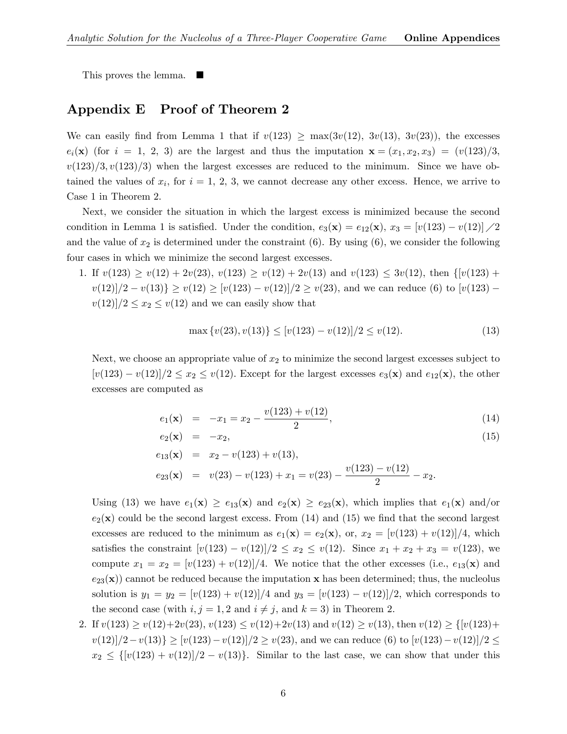This proves the lemma. ■

## Appendix E Proof of Theorem 2

We can easily find from Lemma 1 that if $v(123) \geq \max(3v(12),\ 3v(13),\ 3v(23))$, the excesses $e_i(\mathbf{x})$ (for $i = 1,\ 2,\ 3$) are the largest and thus the imputation $\mathbf{x} = (x_1, x_2, x_3) = (v(123)/3, v(123)/3, v(123)/3)$ when the largest excesses are reduced to the minimum. Since we have obtained the values of $x_i$, for $i = 1,\ 2,\ 3$, we cannot decrease any other excess. Hence, we arrive to Case 1 in Theorem 2.

Next, we consider the situation in which the largest excess is minimized because the second condition in Lemma 1 is satisfied. Under the condition, $e_3(\mathbf{x}) = e_{12}(\mathbf{x})$, $x_3 = [v(123) - v(12)] / 2$ and the value of $x_2$ is determined under the constraint (6). By using (6), we consider the following four cases in which we minimize the second largest excesses.

1. If $v(123) \geq v(12) + 2v(23)$, $v(123) \geq v(12) + 2v(13)$ and $v(123) \leq 3v(12)$, then $\{[v(123) + v(12)]/2 - v(13)\} \geq v(12) \geq [v(123) - v(12)]/2 \geq v(23)$, and we can reduce (6) to $[v(123) - v(12)]/2 \leq x_2 \leq v(12)$ and we can easily show that

$$\max\{v(23), v(13)\} \leq [v(123) - v(12)]/2 \leq v(12). \tag{13}$$

   Next, we choose an appropriate value of $x_2$ to minimize the second largest excesses subject to $[v(123) - v(12)]/2 \leq x_2 \leq v(12)$. Except for the largest excesses $e_3(\mathbf{x})$ and $e_{12}(\mathbf{x})$, the other excesses are computed as

$$e_1(\mathbf{x}) = -x_1 = x_2 - \frac{v(123) + v(12)}{2}, \tag{14}$$

$$e_2(\mathbf{x}) = -x_2, \tag{15}$$

$$e_{13}(\mathbf{x}) = x_2 - v(123) + v(13),$$

$$e_{23}(\mathbf{x}) = v(23) - v(123) + x_1 = v(23) - \frac{v(123) - v(12)}{2} - x_2.$$

   Using (13) we have $e_1(\mathbf{x}) \geq e_{13}(\mathbf{x})$ and $e_2(\mathbf{x}) \geq e_{23}(\mathbf{x})$, which implies that $e_1(\mathbf{x})$ and/or $e_2(\mathbf{x})$ could be the second largest excess. From (14) and (15) we find that the second largest excesses are reduced to the minimum as $e_1(\mathbf{x}) = e_2(\mathbf{x})$, or, $x_2 = [v(123) + v(12)]/4$, which satisfies the constraint $[v(123) - v(12)]/2 \leq x_2 \leq v(12)$. Since $x_1 + x_2 + x_3 = v(123)$, we compute $x_1 = x_2 = [v(123) + v(12)]/4$. We notice that the other excesses (i.e., $e_{13}(\mathbf{x})$ and $e_{23}(\mathbf{x})$) cannot be reduced because the imputation $\mathbf{x}$ has been determined; thus, the nucleolus solution is $y_1 = y_2 = [v(123) + v(12)]/4$ and $y_3 = [v(123) - v(12)]/2$, which corresponds to the second case (with $i, j = 1, 2$ and $i \neq j$, and $k = 3$) in Theorem 2.

2. If $v(123) \geq v(12) + 2v(23)$, $v(123) \leq v(12) + 2v(13)$ and $v(12) \geq v(13)$, then $v(12) \geq \{[v(123) + v(12)]/2 - v(13)\} \geq [v(123) - v(12)]/2 \geq v(23)$, and we can reduce (6) to $[v(123) - v(12)]/2 \leq x_2 \leq \{[v(123) + v(12)]/2 - v(13)\}$. Similar to the last case, we can show that under this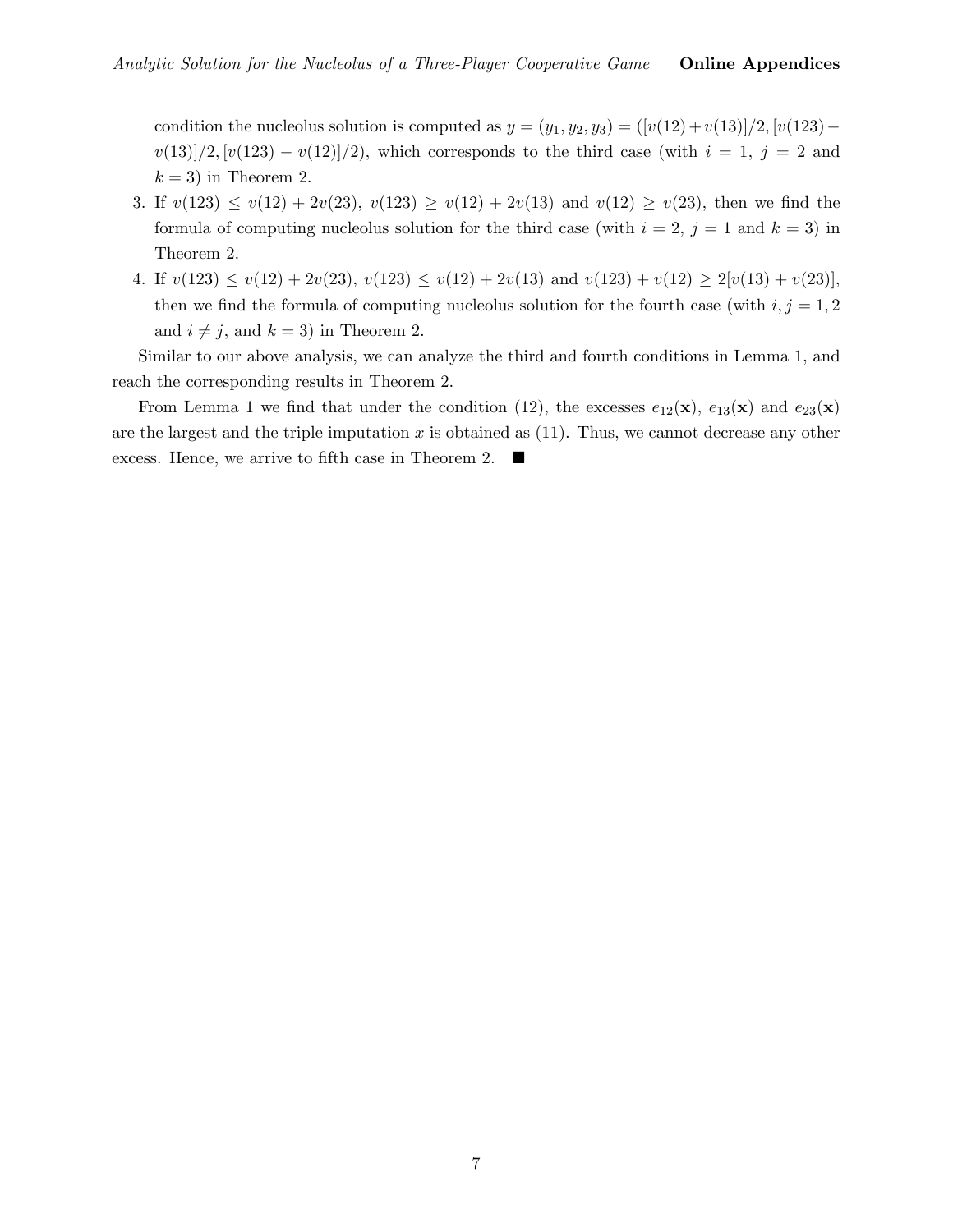condition the nucleolus solution is computed as $y = (y_1, y_2, y_3) = ([v(12)+v(13)]/2, [v(123) - v(13)]/2, [v(123) - v(12)]/2)$, which corresponds to the third case (with $i = 1$, $j = 2$ and $k = 3$) in Theorem 2.

3. If $v(123) \leq v(12) + 2v(23)$, $v(123) \geq v(12) + 2v(13)$ and $v(12) \geq v(23)$, then we find the formula of computing nucleolus solution for the third case (with $i = 2$, $j = 1$ and $k = 3$) in Theorem 2.
4. If $v(123) \leq v(12) + 2v(23)$, $v(123) \leq v(12) + 2v(13)$ and $v(123) + v(12) \geq 2[v(13) + v(23)]$, then we find the formula of computing nucleolus solution for the fourth case (with $i, j = 1, 2$ and $i \neq j$, and $k = 3$) in Theorem 2.

Similar to our above analysis, we can analyze the third and fourth conditions in Lemma 1, and reach the corresponding results in Theorem 2.

From Lemma 1 we find that under the condition (12), the excesses $e_{12}(\mathbf{x})$, $e_{13}(\mathbf{x})$ and $e_{23}(\mathbf{x})$ are the largest and the triple imputation $x$ is obtained as (11). Thus, we cannot decrease any other excess. Hence, we arrive to fifth case in Theorem 2. ■